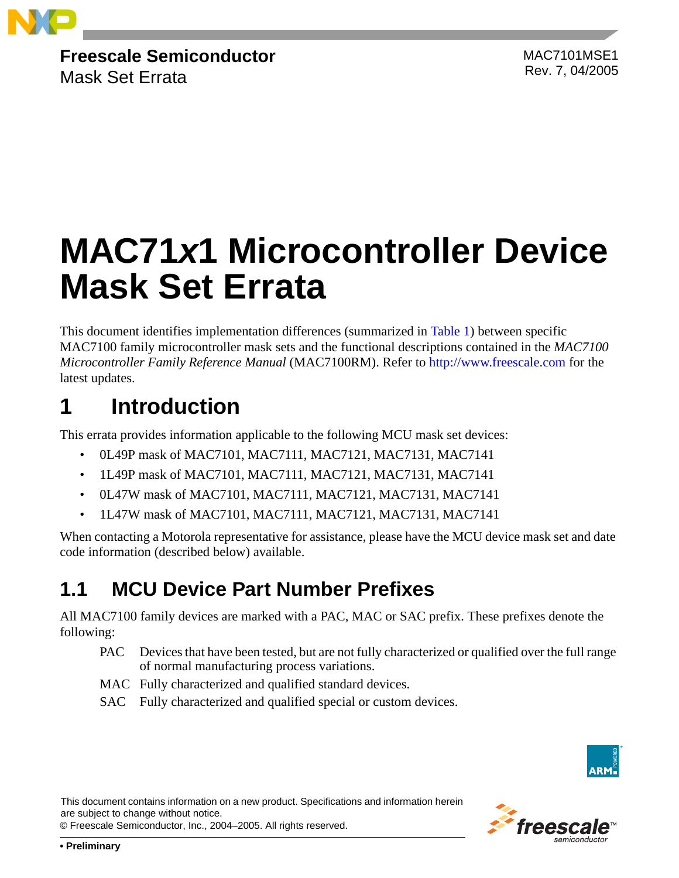**Freescale Semiconductor**
Mask Set Errata

MAC7101MSE1
Rev. 7, 04/2005

# MAC71*x*1 Microcontroller Device Mask Set Errata

This document identifies implementation differences (summarized in Table 1) between specific MAC7100 family microcontroller mask sets and the functional descriptions contained in the *MAC7100 Microcontroller Family Reference Manual* (MAC7100RM). Refer to http://www.freescale.com for the latest updates.

## 1 Introduction

This errata provides information applicable to the following MCU mask set devices:

- 0L49P mask of MAC7101, MAC7111, MAC7121, MAC7131, MAC7141
- 1L49P mask of MAC7101, MAC7111, MAC7121, MAC7131, MAC7141
- 0L47W mask of MAC7101, MAC7111, MAC7121, MAC7131, MAC7141
- 1L47W mask of MAC7101, MAC7111, MAC7121, MAC7131, MAC7141

When contacting a Motorola representative for assistance, please have the MCU device mask set and date code information (described below) available.

### 1.1 MCU Device Part Number Prefixes

All MAC7100 family devices are marked with a PAC, MAC or SAC prefix. These prefixes denote the following:

PAC Devices that have been tested, but are not fully characterized or qualified over the full range of normal manufacturing process variations.

MAC Fully characterized and qualified standard devices.

SAC Fully characterized and qualified special or custom devices.

This document contains information on a new product. Specifications and information herein are subject to change without notice.
© Freescale Semiconductor, Inc., 2004–2005. All rights reserved.

• Preliminary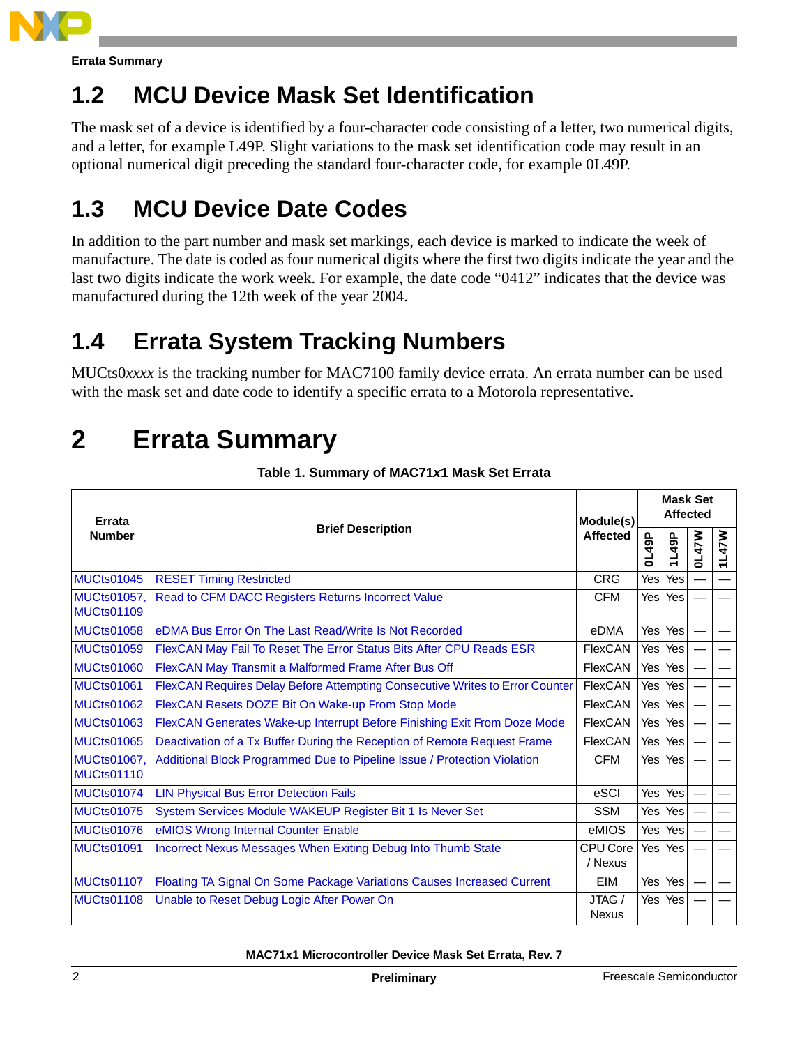## 1.2 MCU Device Mask Set Identification

The mask set of a device is identified by a four-character code consisting of a letter, two numerical digits, and a letter, for example L49P. Slight variations to the mask set identification code may result in an optional numerical digit preceding the standard four-character code, for example 0L49P.

## 1.3 MCU Device Date Codes

In addition to the part number and mask set markings, each device is marked to indicate the week of manufacture. The date is coded as four numerical digits where the first two digits indicate the year and the last two digits indicate the work week. For example, the date code "0412" indicates that the device was manufactured during the 12th week of the year 2004.

## 1.4 Errata System Tracking Numbers

MUCts0*xxxx* is the tracking number for MAC7100 family device errata. An errata number can be used with the mask set and date code to identify a specific errata to a Motorola representative.

# 2 Errata Summary

**Table 1. Summary of MAC71*x*1 Mask Set Errata**

| Errata Number | Brief Description | Module(s) Affected | Mask Set Affected | | | |
|---|---|---|---|---|---|---|
| | | | 0L49P | 1L49P | 0L47W | 1L47W |
| MUCts01045 | RESET Timing Restricted | CRG | Yes | Yes | — | — |
| MUCts01057, MUCts01109 | Read to CFM DACC Registers Returns Incorrect Value | CFM | Yes | Yes | — | — |
| MUCts01058 | eDMA Bus Error On The Last Read/Write Is Not Recorded | eDMA | Yes | Yes | — | — |
| MUCts01059 | FlexCAN May Fail To Reset The Error Status Bits After CPU Reads ESR | FlexCAN | Yes | Yes | — | — |
| MUCts01060 | FlexCAN May Transmit a Malformed Frame After Bus Off | FlexCAN | Yes | Yes | — | — |
| MUCts01061 | FlexCAN Requires Delay Before Attempting Consecutive Writes to Error Counter | FlexCAN | Yes | Yes | — | — |
| MUCts01062 | FlexCAN Resets DOZE Bit On Wake-up From Stop Mode | FlexCAN | Yes | Yes | — | — |
| MUCts01063 | FlexCAN Generates Wake-up Interrupt Before Finishing Exit From Doze Mode | FlexCAN | Yes | Yes | — | — |
| MUCts01065 | Deactivation of a Tx Buffer During the Reception of Remote Request Frame | FlexCAN | Yes | Yes | — | — |
| MUCts01067, MUCts01110 | Additional Block Programmed Due to Pipeline Issue / Protection Violation | CFM | Yes | Yes | — | — |
| MUCts01074 | LIN Physical Bus Error Detection Fails | eSCI | Yes | Yes | — | — |
| MUCts01075 | System Services Module WAKEUP Register Bit 1 Is Never Set | SSM | Yes | Yes | — | — |
| MUCts01076 | eMIOS Wrong Internal Counter Enable | eMIOS | Yes | Yes | — | — |
| MUCts01091 | Incorrect Nexus Messages When Exiting Debug Into Thumb State | CPU Core / Nexus | Yes | Yes | — | — |
| MUCts01107 | Floating TA Signal On Some Package Variations Causes Increased Current | EIM | Yes | Yes | — | — |
| MUCts01108 | Unable to Reset Debug Logic After Power On | JTAG / Nexus | Yes | Yes | — | — |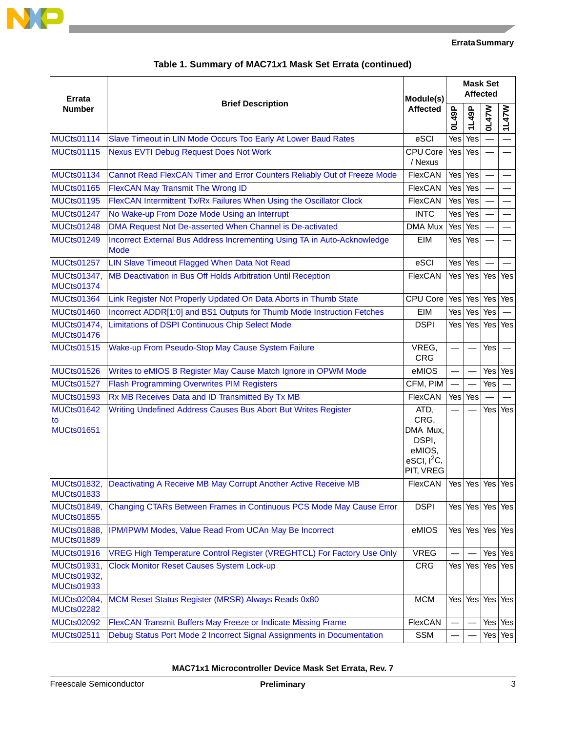Table 1. Summary of MAC71x1 Mask Set Errata (continued)

| Errata Number | Brief Description | Module(s) Affected | Mask Set Affected | | | |
|---|---|---|---|---|---|---|
| | | | 0L49P | 1L49P | 0L47W | 1L47W |
| MUCts01114 | Slave Timeout in LIN Mode Occurs Too Early At Lower Baud Rates | eSCI | Yes | Yes | — | — |
| MUCts01115 | Nexus EVTI Debug Request Does Not Work | CPU Core / Nexus | Yes | Yes | — | — |
| MUCts01134 | Cannot Read FlexCAN Timer and Error Counters Reliably Out of Freeze Mode | FlexCAN | Yes | Yes | — | — |
| MUCts01165 | FlexCAN May Transmit The Wrong ID | FlexCAN | Yes | Yes | — | — |
| MUCts01195 | FlexCAN Intermittent Tx/Rx Failures When Using the Oscillator Clock | FlexCAN | Yes | Yes | — | — |
| MUCts01247 | No Wake-up From Doze Mode Using an Interrupt | INTC | Yes | Yes | — | — |
| MUCts01248 | DMA Request Not De-asserted When Channel is De-activated | DMA Mux | Yes | Yes | — | — |
| MUCts01249 | Incorrect External Bus Address Incrementing Using TA in Auto-Acknowledge Mode | EIM | Yes | Yes | — | — |
| MUCts01257 | LIN Slave Timeout Flagged When Data Not Read | eSCI | Yes | Yes | — | — |
| MUCts01347, MUCts01374 | MB Deactivation in Bus Off Holds Arbitration Until Reception | FlexCAN | Yes | Yes | Yes | Yes |
| MUCts01364 | Link Register Not Properly Updated On Data Aborts in Thumb State | CPU Core | Yes | Yes | Yes | Yes |
| MUCts01460 | Incorrect ADDR[1:0] and BS1 Outputs for Thumb Mode Instruction Fetches | EIM | Yes | Yes | Yes | — |
| MUCts01474, MUCts01476 | Limitations of DSPI Continuous Chip Select Mode | DSPI | Yes | Yes | Yes | Yes |
| MUCts01515 | Wake-up From Pseudo-Stop May Cause System Failure | VREG, CRG | — | — | Yes | — |
| MUCts01526 | Writes to eMIOS B Register May Cause Match Ignore in OPWM Mode | eMIOS | — | — | Yes | Yes |
| MUCts01527 | Flash Programming Overwrites PIM Registers | CFM, PIM | — | — | Yes | — |
| MUCts01593 | Rx MB Receives Data and ID Transmitted By Tx MB | FlexCAN | Yes | Yes | — | — |
| MUCts01642 to MUCts01651 | Writing Undefined Address Causes Bus Abort But Writes Register | ATD, CRG, DMA Mux, DSPI, eMIOS, eSCI, $I^2C$, PIT, VREG | — | — | Yes | Yes |
| MUCts01832, MUCts01833 | Deactivating A Receive MB May Corrupt Another Active Receive MB | FlexCAN | Yes | Yes | Yes | Yes |
| MUCts01849, MUCts01855 | Changing CTARs Between Frames in Continuous PCS Mode May Cause Error | DSPI | Yes | Yes | Yes | Yes |
| MUCts01888, MUCts01889 | IPM/IPWM Modes, Value Read From UCAn May Be Incorrect | eMIOS | Yes | Yes | Yes | Yes |
| MUCts01916 | VREG High Temperature Control Register (VREGHTCL) For Factory Use Only | VREG | — | — | Yes | Yes |
| MUCts01931, MUCts01932, MUCts01933 | Clock Monitor Reset Causes System Lock-up | CRG | Yes | Yes | Yes | Yes |
| MUCts02084, MUCts02282 | MCM Reset Status Register (MRSR) Always Reads 0x80 | MCM | Yes | Yes | Yes | Yes |
| MUCts02092 | FlexCAN Transmit Buffers May Freeze or Indicate Missing Frame | FlexCAN | — | — | Yes | Yes |
| MUCts02511 | Debug Status Port Mode 2 Incorrect Signal Assignments in Documentation | SSM | — | — | Yes | Yes |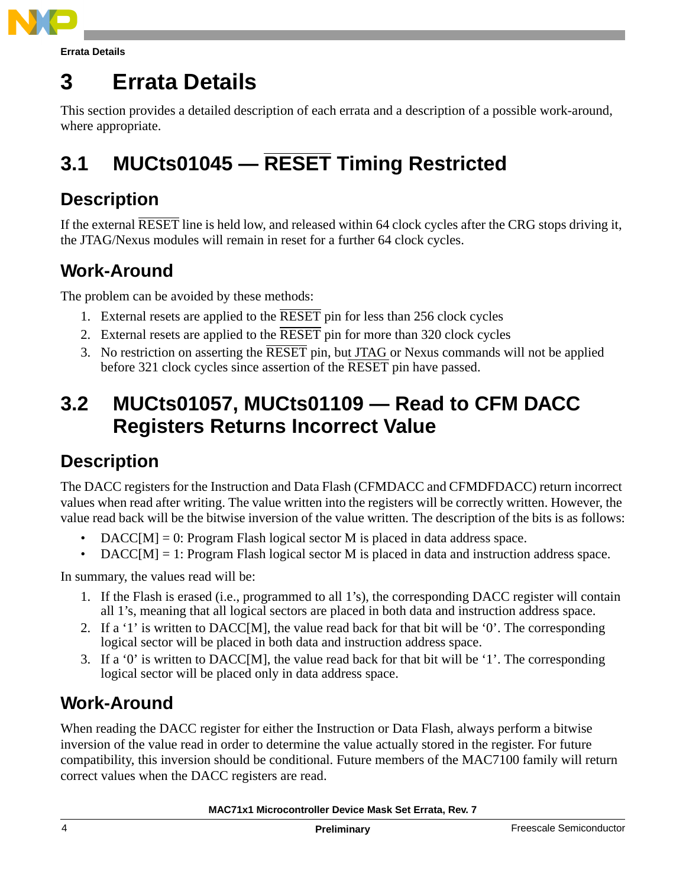# 3 Errata Details

This section provides a detailed description of each errata and a description of a possible work-around, where appropriate.

## 3.1 MUCts01045 — $\overline{\text{RESET}}$ Timing Restricted

### Description

If the external $\overline{\text{RESET}}$ line is held low, and released within 64 clock cycles after the CRG stops driving it, the JTAG/Nexus modules will remain in reset for a further 64 clock cycles.

### Work-Around

The problem can be avoided by these methods:

1. External resets are applied to the $\overline{\text{RESET}}$ pin for less than 256 clock cycles
2. External resets are applied to the $\overline{\text{RESET}}$ pin for more than 320 clock cycles
3. No restriction on asserting the $\overline{\text{RESET}}$ pin, but JTAG or Nexus commands will not be applied before 321 clock cycles since assertion of the $\overline{\text{RESET}}$ pin have passed.

## 3.2 MUCts01057, MUCts01109 — Read to CFM DACC Registers Returns Incorrect Value

### Description

The DACC registers for the Instruction and Data Flash (CFMDACC and CFMDFDACC) return incorrect values when read after writing. The value written into the registers will be correctly written. However, the value read back will be the bitwise inversion of the value written. The description of the bits is as follows:

- DACC[M] = 0: Program Flash logical sector M is placed in data address space.
- DACC[M] = 1: Program Flash logical sector M is placed in data and instruction address space.

In summary, the values read will be:

1. If the Flash is erased (i.e., programmed to all 1's), the corresponding DACC register will contain all 1's, meaning that all logical sectors are placed in both data and instruction address space.
2. If a '1' is written to DACC[M], the value read back for that bit will be '0'. The corresponding logical sector will be placed in both data and instruction address space.
3. If a '0' is written to DACC[M], the value read back for that bit will be '1'. The corresponding logical sector will be placed only in data address space.

### Work-Around

When reading the DACC register for either the Instruction or Data Flash, always perform a bitwise inversion of the value read in order to determine the value actually stored in the register. For future compatibility, this inversion should be conditional. Future members of the MAC7100 family will return correct values when the DACC registers are read.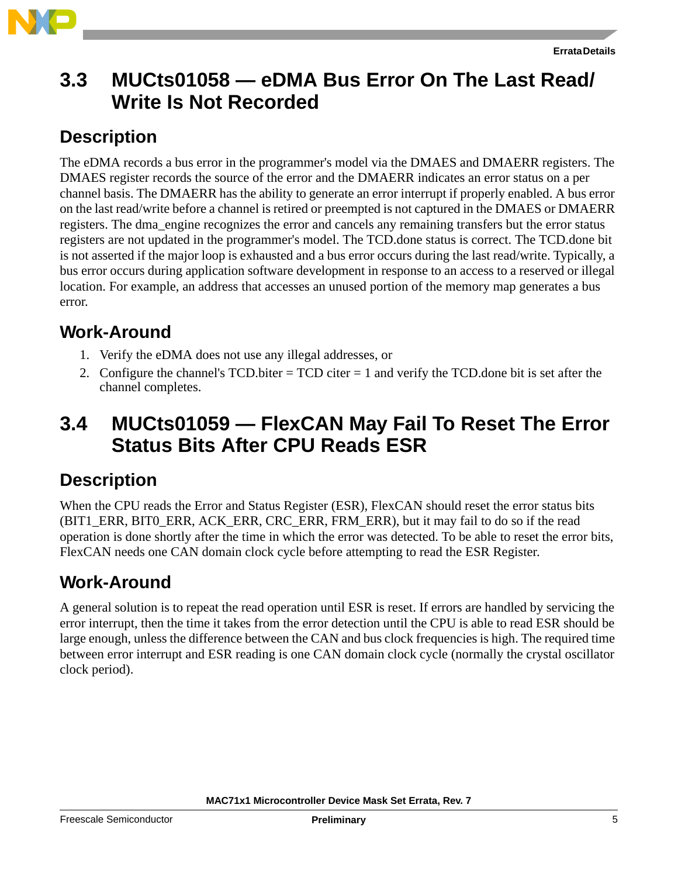## 3.3 MUCts01058 — eDMA Bus Error On The Last Read/ Write Is Not Recorded

### Description

The eDMA records a bus error in the programmer's model via the DMAES and DMAERR registers. The DMAES register records the source of the error and the DMAERR indicates an error status on a per channel basis. The DMAERR has the ability to generate an error interrupt if properly enabled. A bus error on the last read/write before a channel is retired or preempted is not captured in the DMAES or DMAERR registers. The dma_engine recognizes the error and cancels any remaining transfers but the error status registers are not updated in the programmer's model. The TCD.done status is correct. The TCD.done bit is not asserted if the major loop is exhausted and a bus error occurs during the last read/write. Typically, a bus error occurs during application software development in response to an access to a reserved or illegal location. For example, an address that accesses an unused portion of the memory map generates a bus error.

### Work-Around

1. Verify the eDMA does not use any illegal addresses, or
2. Configure the channel's TCD.biter = TCD citer = 1 and verify the TCD.done bit is set after the channel completes.

## 3.4 MUCts01059 — FlexCAN May Fail To Reset The Error Status Bits After CPU Reads ESR

### Description

When the CPU reads the Error and Status Register (ESR), FlexCAN should reset the error status bits (BIT1_ERR, BIT0_ERR, ACK_ERR, CRC_ERR, FRM_ERR), but it may fail to do so if the read operation is done shortly after the time in which the error was detected. To be able to reset the error bits, FlexCAN needs one CAN domain clock cycle before attempting to read the ESR Register.

### Work-Around

A general solution is to repeat the read operation until ESR is reset. If errors are handled by servicing the error interrupt, then the time it takes from the error detection until the CPU is able to read ESR should be large enough, unless the difference between the CAN and bus clock frequencies is high. The required time between error interrupt and ESR reading is one CAN domain clock cycle (normally the crystal oscillator clock period).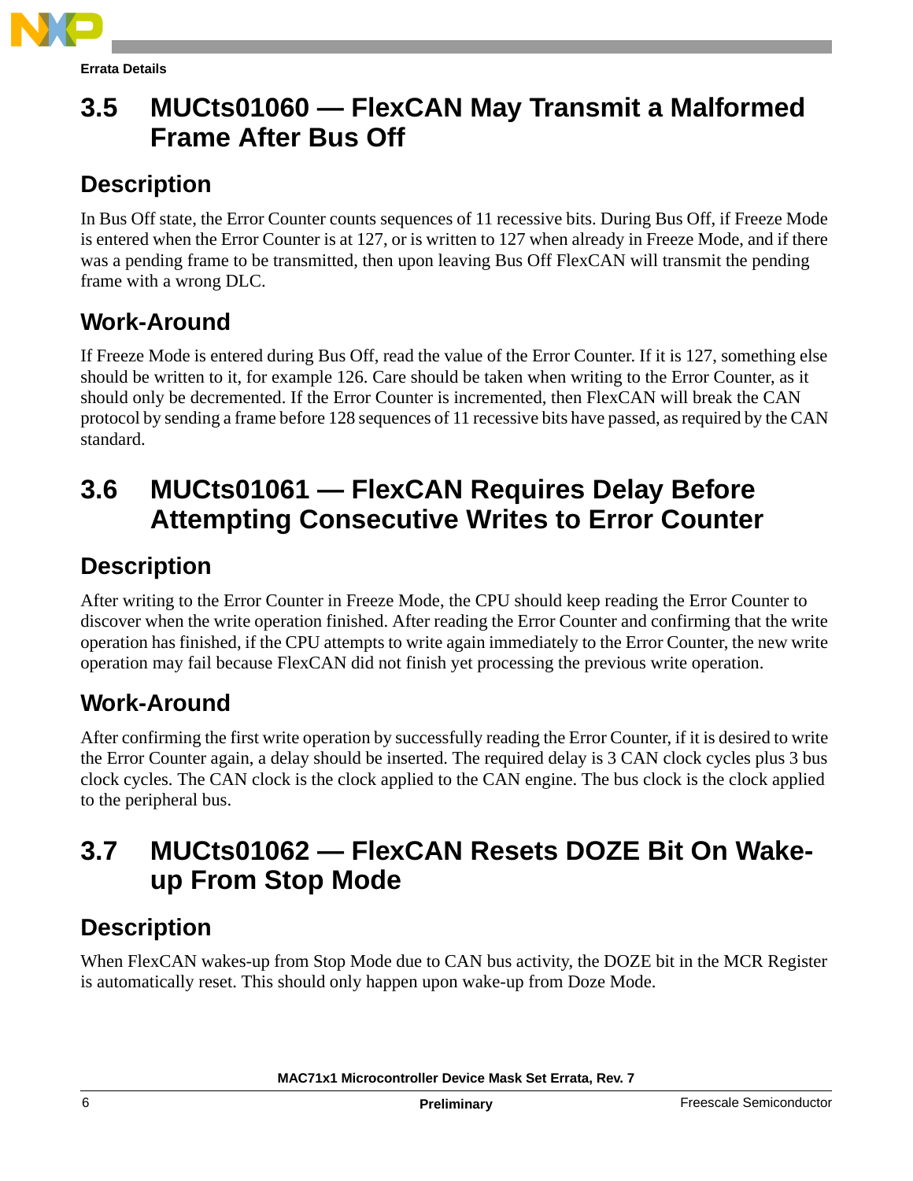## 3.5 MUCts01060 — FlexCAN May Transmit a Malformed Frame After Bus Off

### Description

In Bus Off state, the Error Counter counts sequences of 11 recessive bits. During Bus Off, if Freeze Mode is entered when the Error Counter is at 127, or is written to 127 when already in Freeze Mode, and if there was a pending frame to be transmitted, then upon leaving Bus Off FlexCAN will transmit the pending frame with a wrong DLC.

### Work-Around

If Freeze Mode is entered during Bus Off, read the value of the Error Counter. If it is 127, something else should be written to it, for example 126. Care should be taken when writing to the Error Counter, as it should only be decremented. If the Error Counter is incremented, then FlexCAN will break the CAN protocol by sending a frame before 128 sequences of 11 recessive bits have passed, as required by the CAN standard.

## 3.6 MUCts01061 — FlexCAN Requires Delay Before Attempting Consecutive Writes to Error Counter

### Description

After writing to the Error Counter in Freeze Mode, the CPU should keep reading the Error Counter to discover when the write operation finished. After reading the Error Counter and confirming that the write operation has finished, if the CPU attempts to write again immediately to the Error Counter, the new write operation may fail because FlexCAN did not finish yet processing the previous write operation.

### Work-Around

After confirming the first write operation by successfully reading the Error Counter, if it is desired to write the Error Counter again, a delay should be inserted. The required delay is 3 CAN clock cycles plus 3 bus clock cycles. The CAN clock is the clock applied to the CAN engine. The bus clock is the clock applied to the peripheral bus.

## 3.7 MUCts01062 — FlexCAN Resets DOZE Bit On Wake-up From Stop Mode

### Description

When FlexCAN wakes-up from Stop Mode due to CAN bus activity, the DOZE bit in the MCR Register is automatically reset. This should only happen upon wake-up from Doze Mode.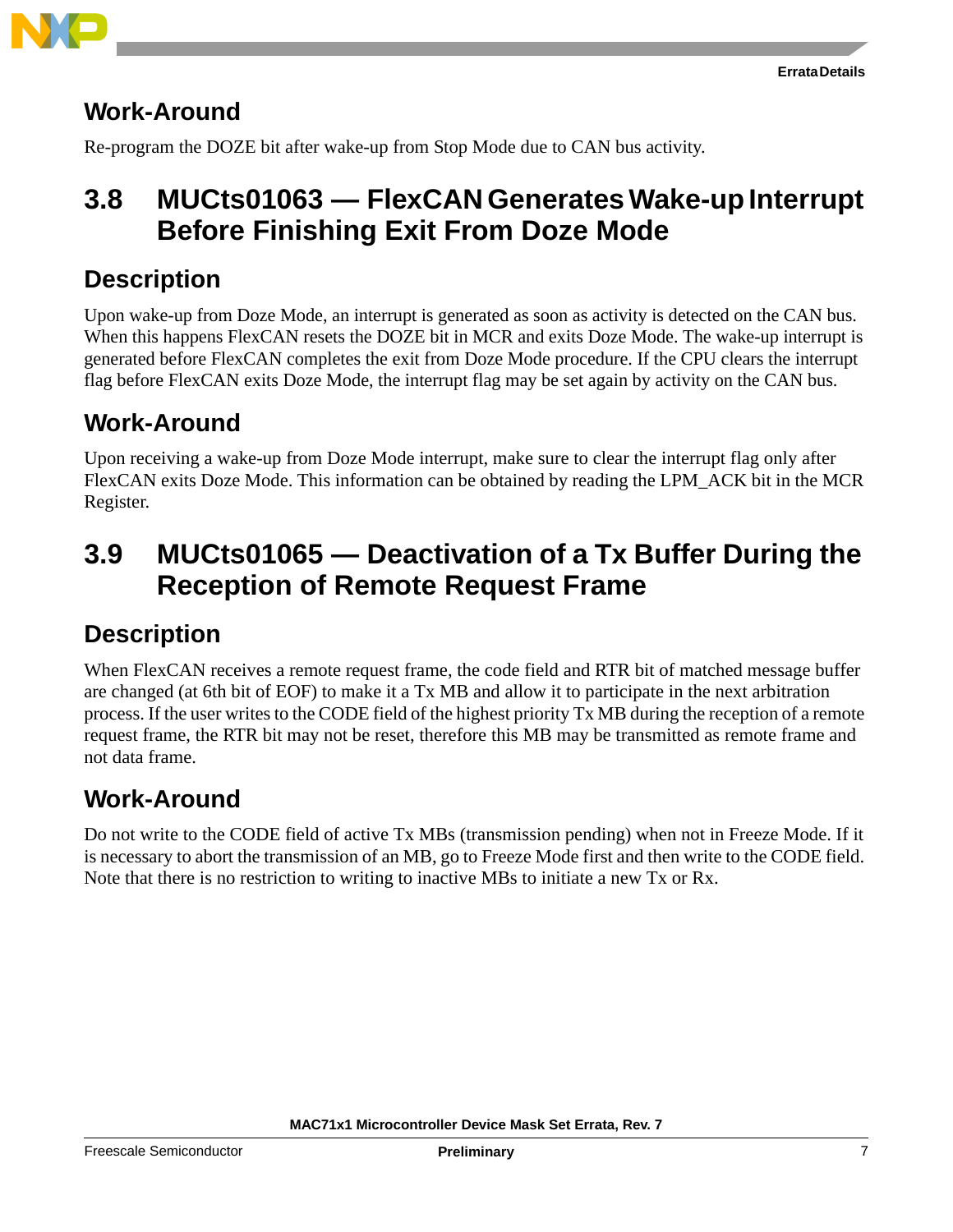### Work-Around

Re-program the DOZE bit after wake-up from Stop Mode due to CAN bus activity.

## 3.8 MUCts01063 — FlexCAN Generates Wake-up Interrupt Before Finishing Exit From Doze Mode

### Description

Upon wake-up from Doze Mode, an interrupt is generated as soon as activity is detected on the CAN bus. When this happens FlexCAN resets the DOZE bit in MCR and exits Doze Mode. The wake-up interrupt is generated before FlexCAN completes the exit from Doze Mode procedure. If the CPU clears the interrupt flag before FlexCAN exits Doze Mode, the interrupt flag may be set again by activity on the CAN bus.

### Work-Around

Upon receiving a wake-up from Doze Mode interrupt, make sure to clear the interrupt flag only after FlexCAN exits Doze Mode. This information can be obtained by reading the LPM_ACK bit in the MCR Register.

## 3.9 MUCts01065 — Deactivation of a Tx Buffer During the Reception of Remote Request Frame

### Description

When FlexCAN receives a remote request frame, the code field and RTR bit of matched message buffer are changed (at 6th bit of EOF) to make it a Tx MB and allow it to participate in the next arbitration process. If the user writes to the CODE field of the highest priority Tx MB during the reception of a remote request frame, the RTR bit may not be reset, therefore this MB may be transmitted as remote frame and not data frame.

### Work-Around

Do not write to the CODE field of active Tx MBs (transmission pending) when not in Freeze Mode. If it is necessary to abort the transmission of an MB, go to Freeze Mode first and then write to the CODE field. Note that there is no restriction to writing to inactive MBs to initiate a new Tx or Rx.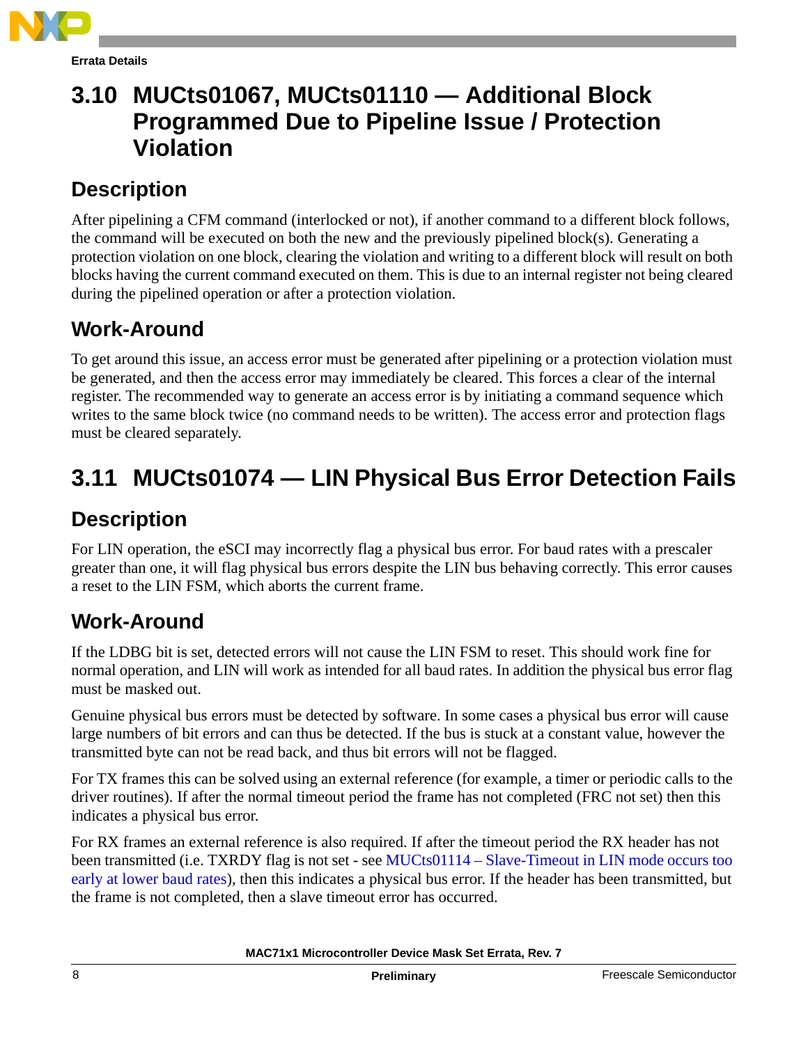## 3.10 MUCts01067, MUCts01110 — Additional Block Programmed Due to Pipeline Issue / Protection Violation

### Description

After pipelining a CFM command (interlocked or not), if another command to a different block follows, the command will be executed on both the new and the previously pipelined block(s). Generating a protection violation on one block, clearing the violation and writing to a different block will result on both blocks having the current command executed on them. This is due to an internal register not being cleared during the pipelined operation or after a protection violation.

### Work-Around

To get around this issue, an access error must be generated after pipelining or a protection violation must be generated, and then the access error may immediately be cleared. This forces a clear of the internal register. The recommended way to generate an access error is by initiating a command sequence which writes to the same block twice (no command needs to be written). The access error and protection flags must be cleared separately.

## 3.11 MUCts01074 — LIN Physical Bus Error Detection Fails

### Description

For LIN operation, the eSCI may incorrectly flag a physical bus error. For baud rates with a prescaler greater than one, it will flag physical bus errors despite the LIN bus behaving correctly. This error causes a reset to the LIN FSM, which aborts the current frame.

### Work-Around

If the LDBG bit is set, detected errors will not cause the LIN FSM to reset. This should work fine for normal operation, and LIN will work as intended for all baud rates. In addition the physical bus error flag must be masked out.

Genuine physical bus errors must be detected by software. In some cases a physical bus error will cause large numbers of bit errors and can thus be detected. If the bus is stuck at a constant value, however the transmitted byte can not be read back, and thus bit errors will not be flagged.

For TX frames this can be solved using an external reference (for example, a timer or periodic calls to the driver routines). If after the normal timeout period the frame has not completed (FRC not set) then this indicates a physical bus error.

For RX frames an external reference is also required. If after the timeout period the RX header has not been transmitted (i.e. TXRDY flag is not set - see MUCts01114 – Slave-Timeout in LIN mode occurs too early at lower baud rates), then this indicates a physical bus error. If the header has been transmitted, but the frame is not completed, then a slave timeout error has occurred.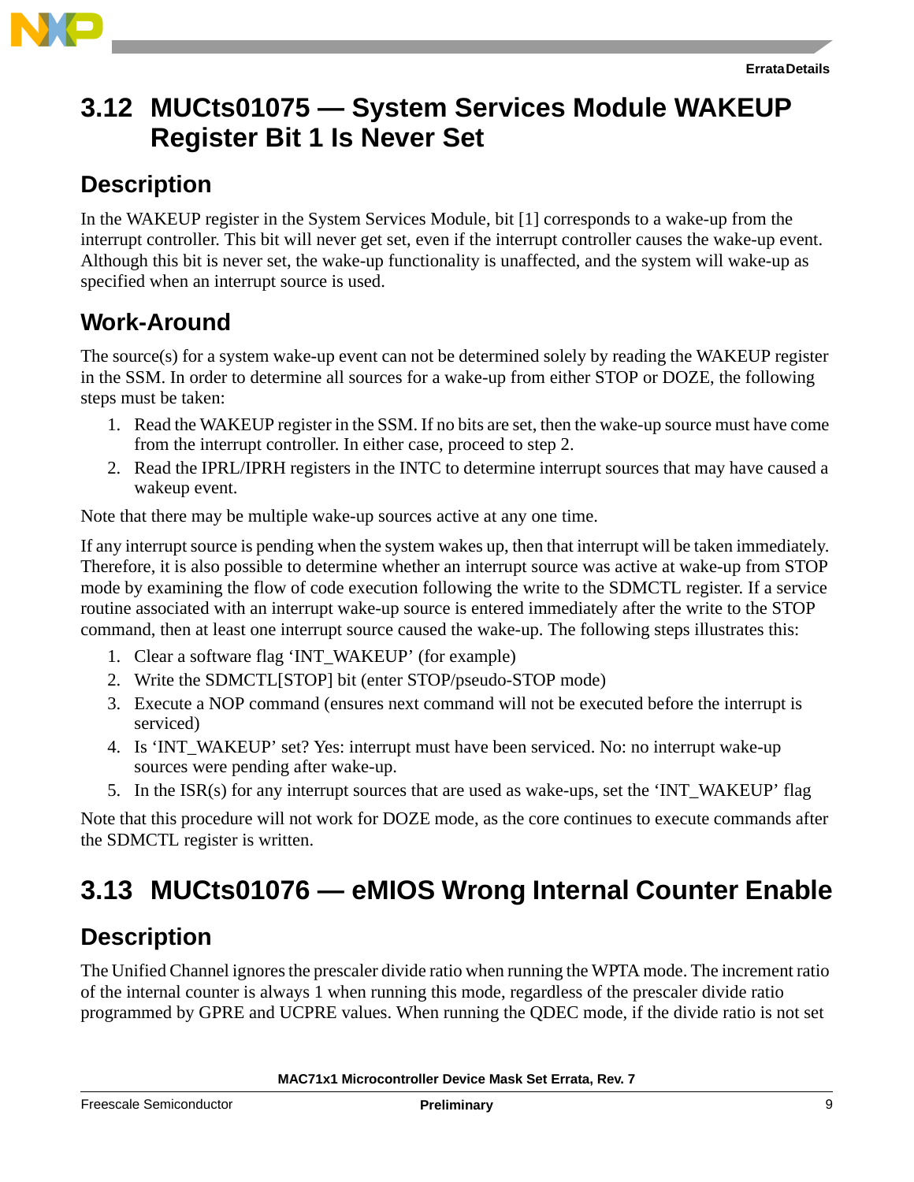## 3.12 MUCts01075 — System Services Module WAKEUP Register Bit 1 Is Never Set

### Description

In the WAKEUP register in the System Services Module, bit [1] corresponds to a wake-up from the interrupt controller. This bit will never get set, even if the interrupt controller causes the wake-up event. Although this bit is never set, the wake-up functionality is unaffected, and the system will wake-up as specified when an interrupt source is used.

### Work-Around

The source(s) for a system wake-up event can not be determined solely by reading the WAKEUP register in the SSM. In order to determine all sources for a wake-up from either STOP or DOZE, the following steps must be taken:

1. Read the WAKEUP register in the SSM. If no bits are set, then the wake-up source must have come from the interrupt controller. In either case, proceed to step 2.
2. Read the IPRL/IPRH registers in the INTC to determine interrupt sources that may have caused a wakeup event.

Note that there may be multiple wake-up sources active at any one time.

If any interrupt source is pending when the system wakes up, then that interrupt will be taken immediately. Therefore, it is also possible to determine whether an interrupt source was active at wake-up from STOP mode by examining the flow of code execution following the write to the SDMCTL register. If a service routine associated with an interrupt wake-up source is entered immediately after the write to the STOP command, then at least one interrupt source caused the wake-up. The following steps illustrates this:

1. Clear a software flag 'INT_WAKEUP' (for example)
2. Write the SDMCTL[STOP] bit (enter STOP/pseudo-STOP mode)
3. Execute a NOP command (ensures next command will not be executed before the interrupt is serviced)
4. Is 'INT_WAKEUP' set? Yes: interrupt must have been serviced. No: no interrupt wake-up sources were pending after wake-up.
5. In the ISR(s) for any interrupt sources that are used as wake-ups, set the 'INT_WAKEUP' flag

Note that this procedure will not work for DOZE mode, as the core continues to execute commands after the SDMCTL register is written.

## 3.13 MUCts01076 — eMIOS Wrong Internal Counter Enable

### Description

The Unified Channel ignores the prescaler divide ratio when running the WPTA mode. The increment ratio of the internal counter is always 1 when running this mode, regardless of the prescaler divide ratio programmed by GPRE and UCPRE values. When running the QDEC mode, if the divide ratio is not set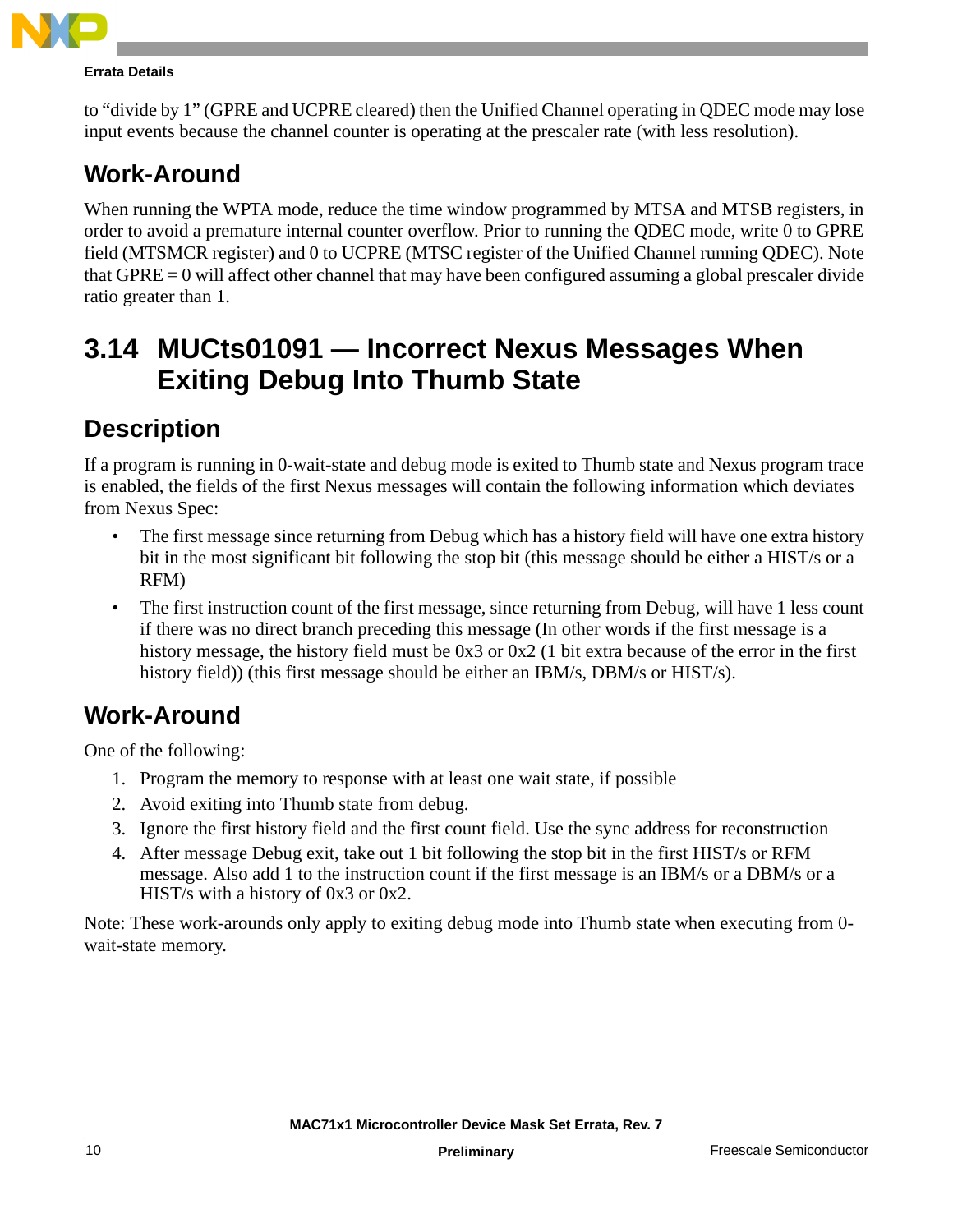to "divide by 1" (GPRE and UCPRE cleared) then the Unified Channel operating in QDEC mode may lose input events because the channel counter is operating at the prescaler rate (with less resolution).

### Work-Around

When running the WPTA mode, reduce the time window programmed by MTSA and MTSB registers, in order to avoid a premature internal counter overflow. Prior to running the QDEC mode, write 0 to GPRE field (MTSMCR register) and 0 to UCPRE (MTSC register of the Unified Channel running QDEC). Note that GPRE = 0 will affect other channel that may have been configured assuming a global prescaler divide ratio greater than 1.

## 3.14 MUCts01091 — Incorrect Nexus Messages When Exiting Debug Into Thumb State

### Description

If a program is running in 0-wait-state and debug mode is exited to Thumb state and Nexus program trace is enabled, the fields of the first Nexus messages will contain the following information which deviates from Nexus Spec:

- The first message since returning from Debug which has a history field will have one extra history bit in the most significant bit following the stop bit (this message should be either a HIST/s or a RFM)
- The first instruction count of the first message, since returning from Debug, will have 1 less count if there was no direct branch preceding this message (In other words if the first message is a history message, the history field must be 0x3 or 0x2 (1 bit extra because of the error in the first history field)) (this first message should be either an IBM/s, DBM/s or HIST/s).

### Work-Around

One of the following:

1. Program the memory to response with at least one wait state, if possible
2. Avoid exiting into Thumb state from debug.
3. Ignore the first history field and the first count field. Use the sync address for reconstruction
4. After message Debug exit, take out 1 bit following the stop bit in the first HIST/s or RFM message. Also add 1 to the instruction count if the first message is an IBM/s or a DBM/s or a HIST/s with a history of 0x3 or 0x2.

Note: These work-arounds only apply to exiting debug mode into Thumb state when executing from 0-wait-state memory.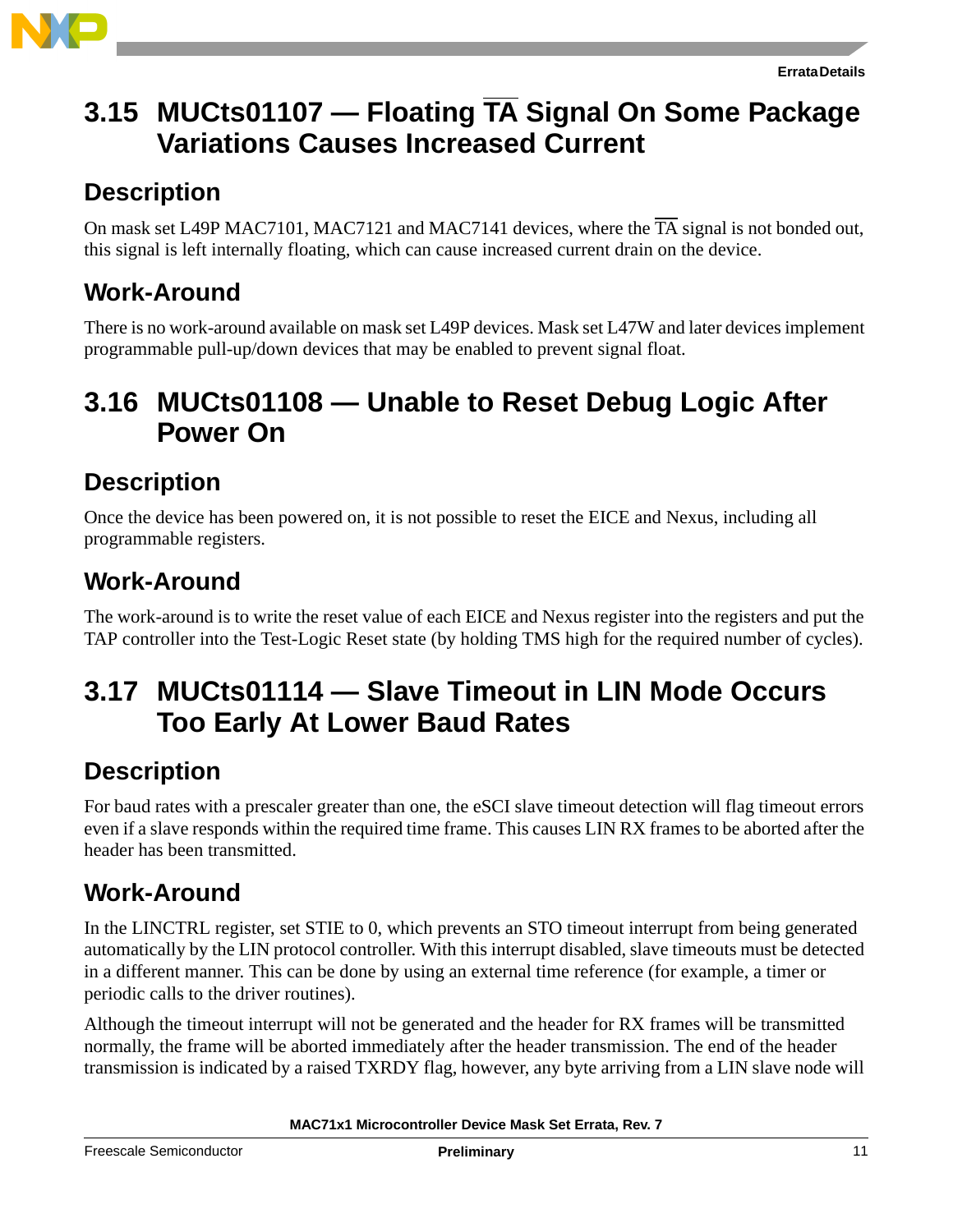## 3.15 MUCts01107 — Floating $\overline{TA}$ Signal On Some Package Variations Causes Increased Current

### Description

On mask set L49P MAC7101, MAC7121 and MAC7141 devices, where the $\overline{TA}$ signal is not bonded out, this signal is left internally floating, which can cause increased current drain on the device.

### Work-Around

There is no work-around available on mask set L49P devices. Mask set L47W and later devices implement programmable pull-up/down devices that may be enabled to prevent signal float.

## 3.16 MUCts01108 — Unable to Reset Debug Logic After Power On

### Description

Once the device has been powered on, it is not possible to reset the EICE and Nexus, including all programmable registers.

### Work-Around

The work-around is to write the reset value of each EICE and Nexus register into the registers and put the TAP controller into the Test-Logic Reset state (by holding TMS high for the required number of cycles).

## 3.17 MUCts01114 — Slave Timeout in LIN Mode Occurs Too Early At Lower Baud Rates

### Description

For baud rates with a prescaler greater than one, the eSCI slave timeout detection will flag timeout errors even if a slave responds within the required time frame. This causes LIN RX frames to be aborted after the header has been transmitted.

### Work-Around

In the LINCTRL register, set STIE to 0, which prevents an STO timeout interrupt from being generated automatically by the LIN protocol controller. With this interrupt disabled, slave timeouts must be detected in a different manner. This can be done by using an external time reference (for example, a timer or periodic calls to the driver routines).

Although the timeout interrupt will not be generated and the header for RX frames will be transmitted normally, the frame will be aborted immediately after the header transmission. The end of the header transmission is indicated by a raised TXRDY flag, however, any byte arriving from a LIN slave node will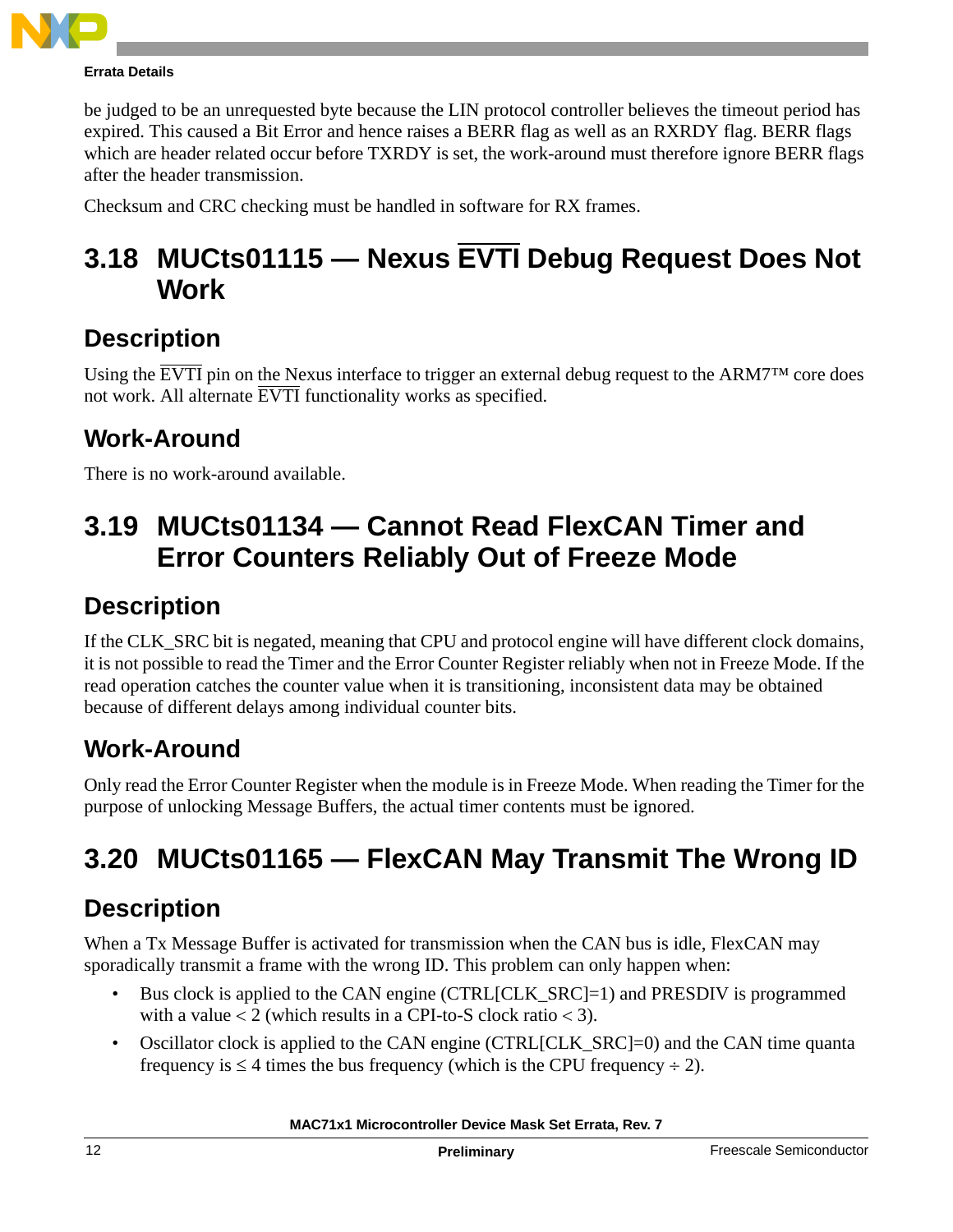be judged to be an unrequested byte because the LIN protocol controller believes the timeout period has expired. This caused a Bit Error and hence raises a BERR flag as well as an RXRDY flag. BERR flags which are header related occur before TXRDY is set, the work-around must therefore ignore BERR flags after the header transmission.

Checksum and CRC checking must be handled in software for RX frames.

## 3.18 MUCts01115 — Nexus $\overline{\text{EVTI}}$ Debug Request Does Not Work

### Description

Using the $\overline{\text{EVTI}}$ pin on the Nexus interface to trigger an external debug request to the ARM7™ core does not work. All alternate $\overline{\text{EVTI}}$ functionality works as specified.

### Work-Around

There is no work-around available.

## 3.19 MUCts01134 — Cannot Read FlexCAN Timer and Error Counters Reliably Out of Freeze Mode

### Description

If the CLK_SRC bit is negated, meaning that CPU and protocol engine will have different clock domains, it is not possible to read the Timer and the Error Counter Register reliably when not in Freeze Mode. If the read operation catches the counter value when it is transitioning, inconsistent data may be obtained because of different delays among individual counter bits.

### Work-Around

Only read the Error Counter Register when the module is in Freeze Mode. When reading the Timer for the purpose of unlocking Message Buffers, the actual timer contents must be ignored.

## 3.20 MUCts01165 — FlexCAN May Transmit The Wrong ID

### Description

When a Tx Message Buffer is activated for transmission when the CAN bus is idle, FlexCAN may sporadically transmit a frame with the wrong ID. This problem can only happen when:

- Bus clock is applied to the CAN engine (CTRL[CLK_SRC]=1) and PRESDIV is programmed with a value < 2 (which results in a CPI-to-S clock ratio < 3).
- Oscillator clock is applied to the CAN engine (CTRL[CLK_SRC]=0) and the CAN time quanta frequency is ≤ 4 times the bus frequency (which is the CPU frequency ÷ 2).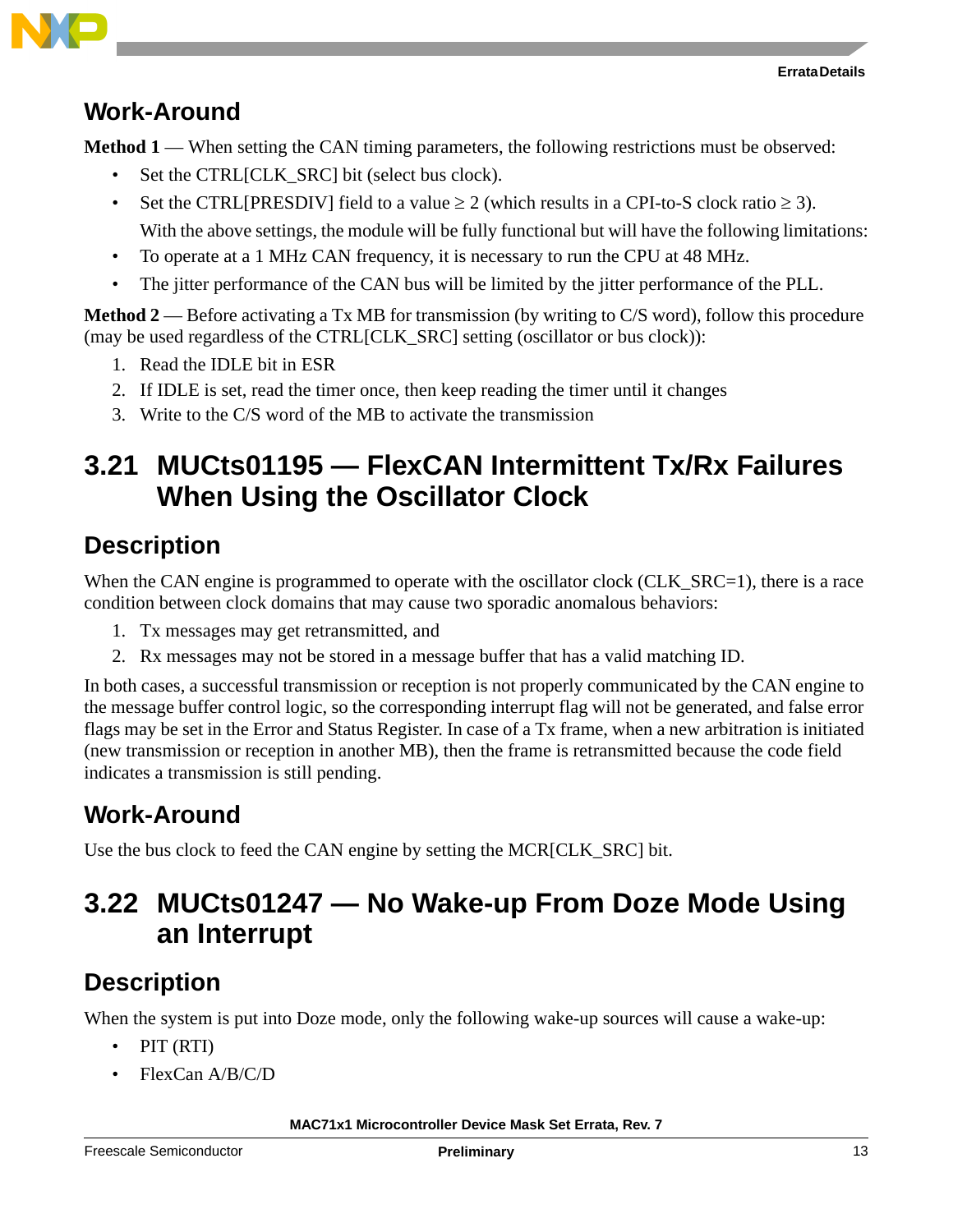## Work-Around

**Method 1** — When setting the CAN timing parameters, the following restrictions must be observed:

- Set the CTRL[CLK_SRC] bit (select bus clock).
- Set the CTRL[PRESDIV] field to a value ≥ 2 (which results in a CPI-to-S clock ratio ≥ 3).

  With the above settings, the module will be fully functional but will have the following limitations:
- To operate at a 1 MHz CAN frequency, it is necessary to run the CPU at 48 MHz.
- The jitter performance of the CAN bus will be limited by the jitter performance of the PLL.

**Method 2** — Before activating a Tx MB for transmission (by writing to C/S word), follow this procedure (may be used regardless of the CTRL[CLK_SRC] setting (oscillator or bus clock)):

1. Read the IDLE bit in ESR
2. If IDLE is set, read the timer once, then keep reading the timer until it changes
3. Write to the C/S word of the MB to activate the transmission

# 3.21 MUCts01195 — FlexCAN Intermittent Tx/Rx Failures When Using the Oscillator Clock

## Description

When the CAN engine is programmed to operate with the oscillator clock (CLK_SRC=1), there is a race condition between clock domains that may cause two sporadic anomalous behaviors:

1. Tx messages may get retransmitted, and
2. Rx messages may not be stored in a message buffer that has a valid matching ID.

In both cases, a successful transmission or reception is not properly communicated by the CAN engine to the message buffer control logic, so the corresponding interrupt flag will not be generated, and false error flags may be set in the Error and Status Register. In case of a Tx frame, when a new arbitration is initiated (new transmission or reception in another MB), then the frame is retransmitted because the code field indicates a transmission is still pending.

## Work-Around

Use the bus clock to feed the CAN engine by setting the MCR[CLK_SRC] bit.

# 3.22 MUCts01247 — No Wake-up From Doze Mode Using an Interrupt

## Description

When the system is put into Doze mode, only the following wake-up sources will cause a wake-up:

- PIT (RTI)
- FlexCan A/B/C/D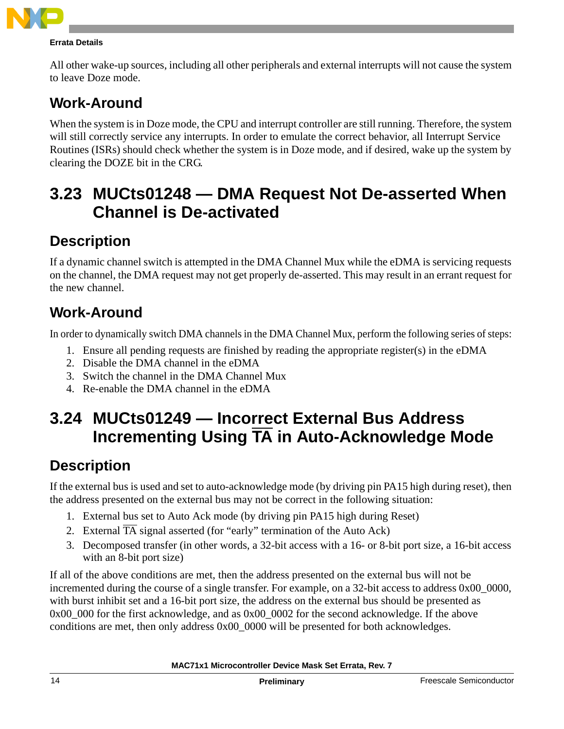All other wake-up sources, including all other peripherals and external interrupts will not cause the system to leave Doze mode.

### Work-Around

When the system is in Doze mode, the CPU and interrupt controller are still running. Therefore, the system will still correctly service any interrupts. In order to emulate the correct behavior, all Interrupt Service Routines (ISRs) should check whether the system is in Doze mode, and if desired, wake up the system by clearing the DOZE bit in the CRG.

## 3.23 MUCts01248 — DMA Request Not De-asserted When Channel is De-activated

### Description

If a dynamic channel switch is attempted in the DMA Channel Mux while the eDMA is servicing requests on the channel, the DMA request may not get properly de-asserted. This may result in an errant request for the new channel.

### Work-Around

In order to dynamically switch DMA channels in the DMA Channel Mux, perform the following series of steps:

1. Ensure all pending requests are finished by reading the appropriate register(s) in the eDMA
2. Disable the DMA channel in the eDMA
3. Switch the channel in the DMA Channel Mux
4. Re-enable the DMA channel in the eDMA

## 3.24 MUCts01249 — Incorrect External Bus Address Incrementing Using $\overline{\text{TA}}$ in Auto-Acknowledge Mode

### Description

If the external bus is used and set to auto-acknowledge mode (by driving pin PA15 high during reset), then the address presented on the external bus may not be correct in the following situation:

1. External bus set to Auto Ack mode (by driving pin PA15 high during Reset)
2. External $\overline{\text{TA}}$ signal asserted (for "early" termination of the Auto Ack)
3. Decomposed transfer (in other words, a 32-bit access with a 16- or 8-bit port size, a 16-bit access with an 8-bit port size)

If all of the above conditions are met, then the address presented on the external bus will not be incremented during the course of a single transfer. For example, on a 32-bit access to address 0x00_0000, with burst inhibit set and a 16-bit port size, the address on the external bus should be presented as 0x00_000 for the first acknowledge, and as 0x00_0002 for the second acknowledge. If the above conditions are met, then only address 0x00_0000 will be presented for both acknowledges.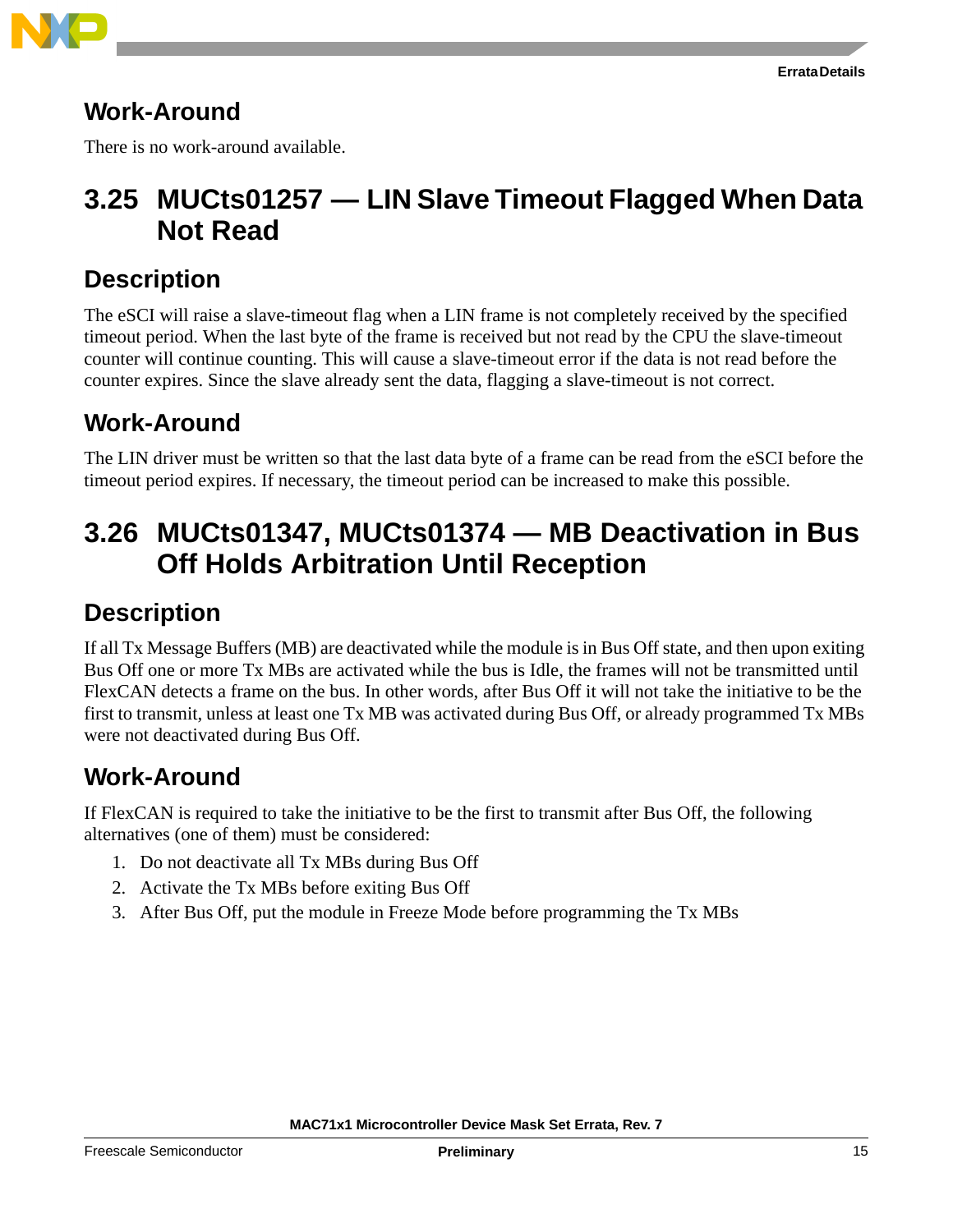### Work-Around

There is no work-around available.

## 3.25 MUCts01257 — LIN Slave Timeout Flagged When Data Not Read

### Description

The eSCI will raise a slave-timeout flag when a LIN frame is not completely received by the specified timeout period. When the last byte of the frame is received but not read by the CPU the slave-timeout counter will continue counting. This will cause a slave-timeout error if the data is not read before the counter expires. Since the slave already sent the data, flagging a slave-timeout is not correct.

### Work-Around

The LIN driver must be written so that the last data byte of a frame can be read from the eSCI before the timeout period expires. If necessary, the timeout period can be increased to make this possible.

## 3.26 MUCts01347, MUCts01374 — MB Deactivation in Bus Off Holds Arbitration Until Reception

### Description

If all Tx Message Buffers (MB) are deactivated while the module is in Bus Off state, and then upon exiting Bus Off one or more Tx MBs are activated while the bus is Idle, the frames will not be transmitted until FlexCAN detects a frame on the bus. In other words, after Bus Off it will not take the initiative to be the first to transmit, unless at least one Tx MB was activated during Bus Off, or already programmed Tx MBs were not deactivated during Bus Off.

### Work-Around

If FlexCAN is required to take the initiative to be the first to transmit after Bus Off, the following alternatives (one of them) must be considered:

1. Do not deactivate all Tx MBs during Bus Off
2. Activate the Tx MBs before exiting Bus Off
3. After Bus Off, put the module in Freeze Mode before programming the Tx MBs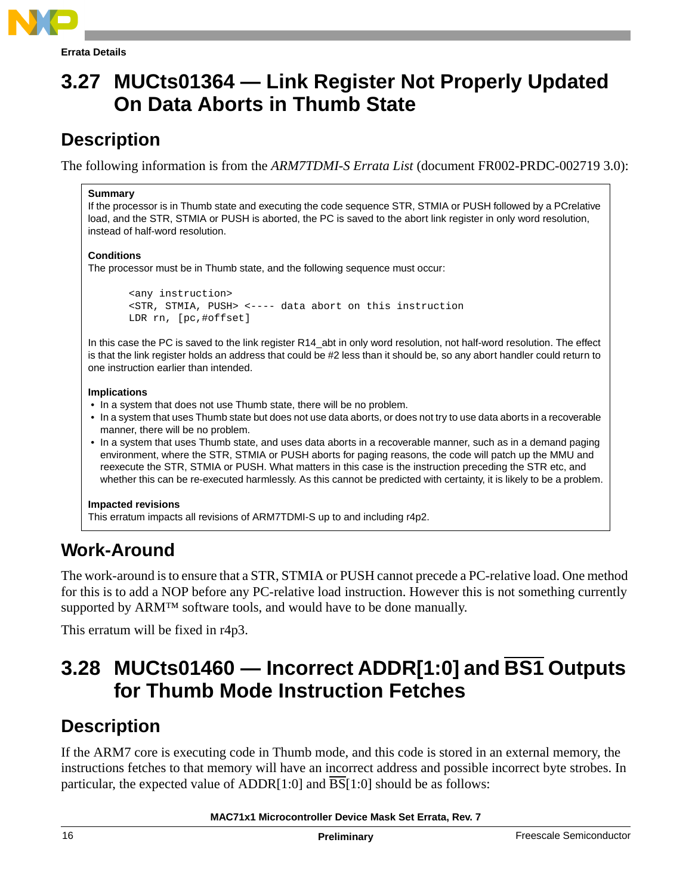## 3.27 MUCts01364 — Link Register Not Properly Updated On Data Aborts in Thumb State

### Description

The following information is from the *ARM7TDMI-S Errata List* (document FR002-PRDC-002719 3.0):

**Summary**
If the processor is in Thumb state and executing the code sequence STR, STMIA or PUSH followed by a PCrelative load, and the STR, STMIA or PUSH is aborted, the PC is saved to the abort link register in only word resolution, instead of half-word resolution.

**Conditions**
The processor must be in Thumb state, and the following sequence must occur:

```
<any instruction>
<STR, STMIA, PUSH> <---- data abort on this instruction
LDR rn, [pc,#offset]
```

In this case the PC is saved to the link register R14_abt in only word resolution, not half-word resolution. The effect is that the link register holds an address that could be #2 less than it should be, so any abort handler could return to one instruction earlier than intended.

**Implications**

- In a system that does not use Thumb state, there will be no problem.
- In a system that uses Thumb state but does not use data aborts, or does not try to use data aborts in a recoverable manner, there will be no problem.
- In a system that uses Thumb state, and uses data aborts in a recoverable manner, such as in a demand paging environment, where the STR, STMIA or PUSH aborts for paging reasons, the code will patch up the MMU and reexecute the STR, STMIA or PUSH. What matters in this case is the instruction preceding the STR etc, and whether this can be re-executed harmlessly. As this cannot be predicted with certainty, it is likely to be a problem.

**Impacted revisions**
This erratum impacts all revisions of ARM7TDMI-S up to and including r4p2.

### Work-Around

The work-around is to ensure that a STR, STMIA or PUSH cannot precede a PC-relative load. One method for this is to add a NOP before any PC-relative load instruction. However this is not something currently supported by ARM™ software tools, and would have to be done manually.

This erratum will be fixed in r4p3.

## 3.28 MUCts01460 — Incorrect ADDR[1:0] and $\overline{\text{BS1}}$ Outputs for Thumb Mode Instruction Fetches

### Description

If the ARM7 core is executing code in Thumb mode, and this code is stored in an external memory, the instructions fetches to that memory will have an incorrect address and possible incorrect byte strobes. In particular, the expected value of ADDR[1:0] and $\overline{\text{BS}}$[1:0] should be as follows: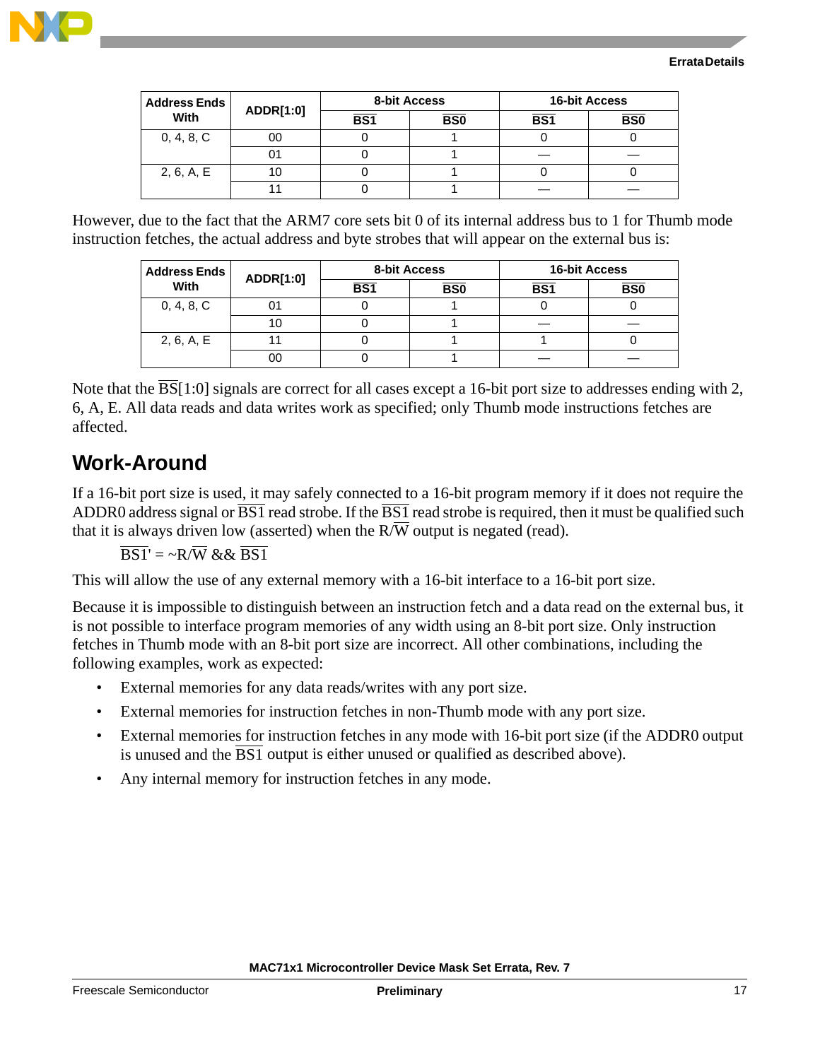| Address Ends With | ADDR[1:0] | 8-bit Access | | 16-bit Access | |
|---|---|---|---|---|---|
| | | $\overline{BS1}$ | $\overline{BS0}$ | $\overline{BS1}$ | $\overline{BS0}$ |
| 0, 4, 8, C | 00 | 0 | 1 | 0 | 0 |
| | 01 | 0 | 1 | — | — |
| 2, 6, A, E | 10 | 0 | 1 | 0 | 0 |
| | 11 | 0 | 1 | — | — |

However, due to the fact that the ARM7 core sets bit 0 of its internal address bus to 1 for Thumb mode instruction fetches, the actual address and byte strobes that will appear on the external bus is:

| Address Ends With | ADDR[1:0] | 8-bit Access | | 16-bit Access | |
|---|---|---|---|---|---|
| | | $\overline{BS1}$ | $\overline{BS0}$ | $\overline{BS1}$ | $\overline{BS0}$ |
| 0, 4, 8, C | 01 | 0 | 1 | 0 | 0 |
| | 10 | 0 | 1 | — | — |
| 2, 6, A, E | 11 | 0 | 1 | 1 | 0 |
| | 00 | 0 | 1 | — | — |

Note that the $\overline{BS}$[1:0] signals are correct for all cases except a 16-bit port size to addresses ending with 2, 6, A, E. All data reads and data writes work as specified; only Thumb mode instructions fetches are affected.

## Work-Around

If a 16-bit port size is used, it may safely connected to a 16-bit program memory if it does not require the ADDR0 address signal or $\overline{BS1}$ read strobe. If the $\overline{BS1}$ read strobe is required, then it must be qualified such that it is always driven low (asserted) when the R/$\overline{W}$ output is negated (read).

$$\overline{BS1}' = \sim R/\overline{W}\ \&\&\ \overline{BS1}$$

This will allow the use of any external memory with a 16-bit interface to a 16-bit port size.

Because it is impossible to distinguish between an instruction fetch and a data read on the external bus, it is not possible to interface program memories of any width using an 8-bit port size. Only instruction fetches in Thumb mode with an 8-bit port size are incorrect. All other combinations, including the following examples, work as expected:

- External memories for any data reads/writes with any port size.
- External memories for instruction fetches in non-Thumb mode with any port size.
- External memories for instruction fetches in any mode with 16-bit port size (if the ADDR0 output is unused and the $\overline{BS1}$ output is either unused or qualified as described above).
- Any internal memory for instruction fetches in any mode.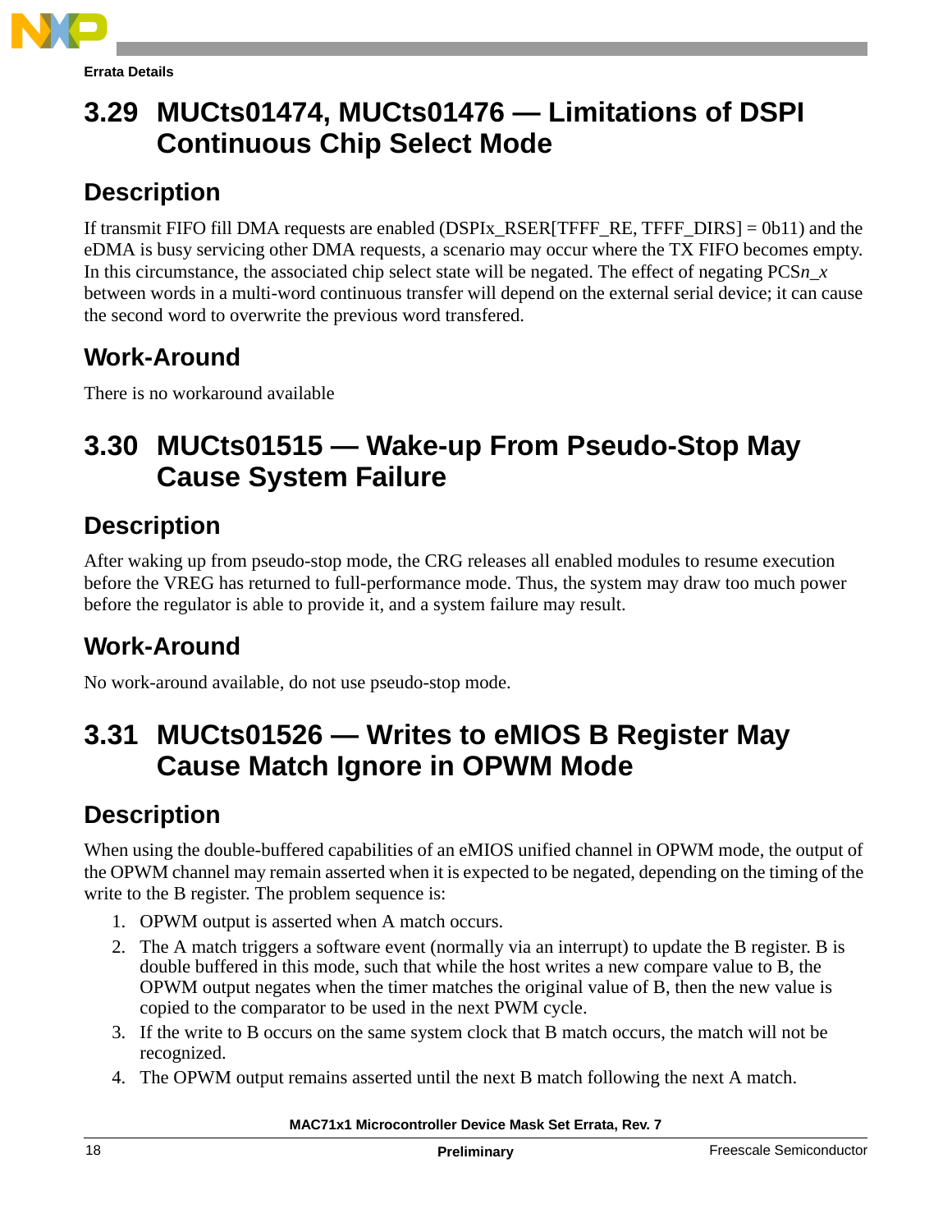## 3.29 MUCts01474, MUCts01476 — Limitations of DSPI Continuous Chip Select Mode

### Description

If transmit FIFO fill DMA requests are enabled (DSPIx_RSER[TFFF_RE, TFFF_DIRS] = 0b11) and the eDMA is busy servicing other DMA requests, a scenario may occur where the TX FIFO becomes empty. In this circumstance, the associated chip select state will be negated. The effect of negating PCS*n_x* between words in a multi-word continuous transfer will depend on the external serial device; it can cause the second word to overwrite the previous word transfered.

### Work-Around

There is no workaround available

## 3.30 MUCts01515 — Wake-up From Pseudo-Stop May Cause System Failure

### Description

After waking up from pseudo-stop mode, the CRG releases all enabled modules to resume execution before the VREG has returned to full-performance mode. Thus, the system may draw too much power before the regulator is able to provide it, and a system failure may result.

### Work-Around

No work-around available, do not use pseudo-stop mode.

## 3.31 MUCts01526 — Writes to eMIOS B Register May Cause Match Ignore in OPWM Mode

### Description

When using the double-buffered capabilities of an eMIOS unified channel in OPWM mode, the output of the OPWM channel may remain asserted when it is expected to be negated, depending on the timing of the write to the B register. The problem sequence is:

1. OPWM output is asserted when A match occurs.
2. The A match triggers a software event (normally via an interrupt) to update the B register. B is double buffered in this mode, such that while the host writes a new compare value to B, the OPWM output negates when the timer matches the original value of B, then the new value is copied to the comparator to be used in the next PWM cycle.
3. If the write to B occurs on the same system clock that B match occurs, the match will not be recognized.
4. The OPWM output remains asserted until the next B match following the next A match.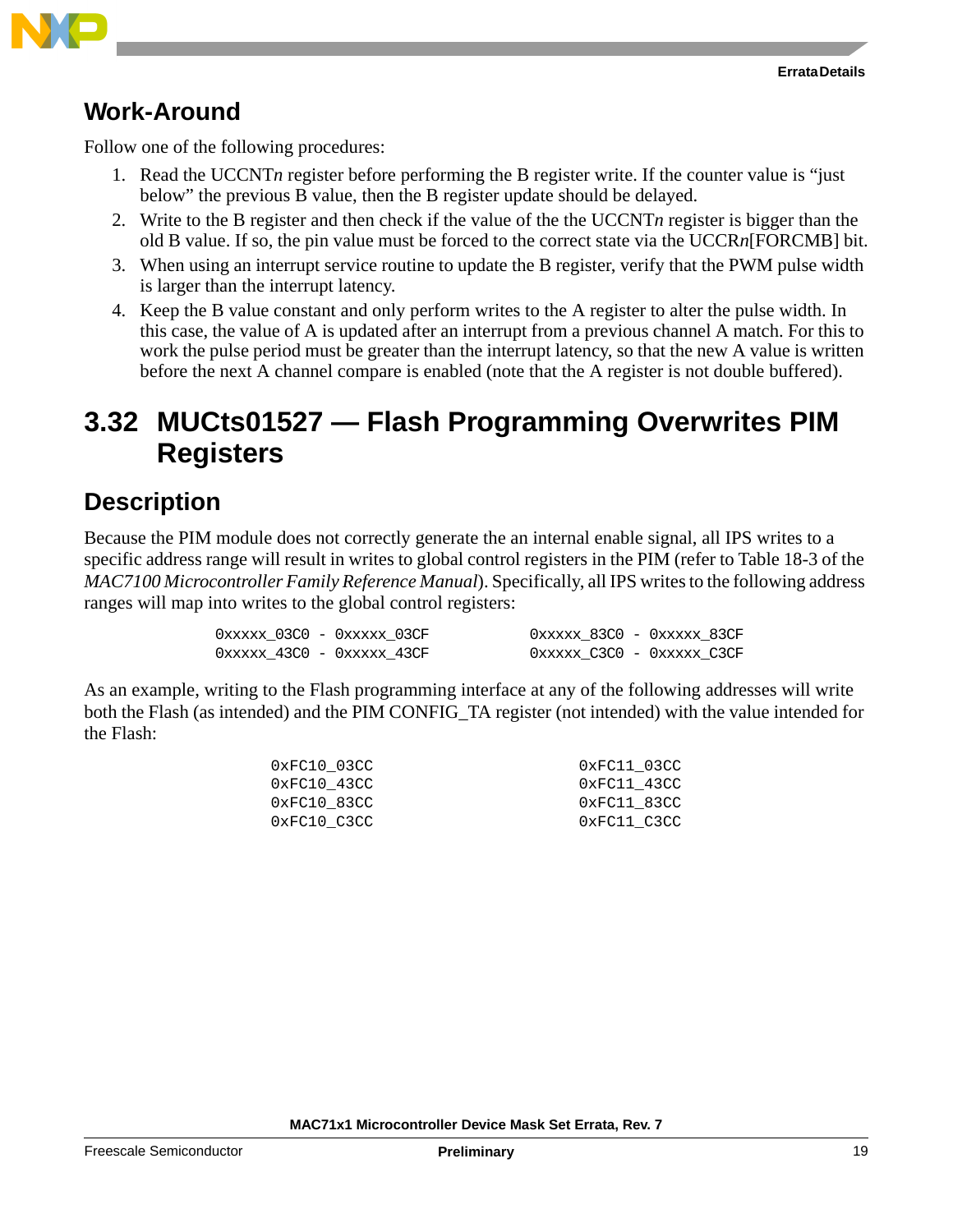## Work-Around

Follow one of the following procedures:

1. Read the UCCNT*n* register before performing the B register write. If the counter value is “just below” the previous B value, then the B register update should be delayed.
2. Write to the B register and then check if the value of the the UCCNT*n* register is bigger than the old B value. If so, the pin value must be forced to the correct state via the UCCR*n*[FORCMB] bit.
3. When using an interrupt service routine to update the B register, verify that the PWM pulse width is larger than the interrupt latency.
4. Keep the B value constant and only perform writes to the A register to alter the pulse width. In this case, the value of A is updated after an interrupt from a previous channel A match. For this to work the pulse period must be greater than the interrupt latency, so that the new A value is written before the next A channel compare is enabled (note that the A register is not double buffered).

# 3.32 MUCts01527 — Flash Programming Overwrites PIM Registers

## Description

Because the PIM module does not correctly generate the an internal enable signal, all IPS writes to a specific address range will result in writes to global control registers in the PIM (refer to Table 18-3 of the *MAC7100 Microcontroller Family Reference Manual*). Specifically, all IPS writes to the following address ranges will map into writes to the global control registers:

```
0xxxxx_03C0 - 0xxxxx_03CF          0xxxxx_83C0 - 0xxxxx_83CF
0xxxxx_43C0 - 0xxxxx_43CF          0xxxxx_C3C0 - 0xxxxx_C3CF
```

As an example, writing to the Flash programming interface at any of the following addresses will write both the Flash (as intended) and the PIM CONFIG_TA register (not intended) with the value intended for the Flash:

```
0xFC10_03CC          0xFC11_03CC
0xFC10_43CC          0xFC11_43CC
0xFC10_83CC          0xFC11_83CC
0xFC10_C3CC          0xFC11_C3CC
```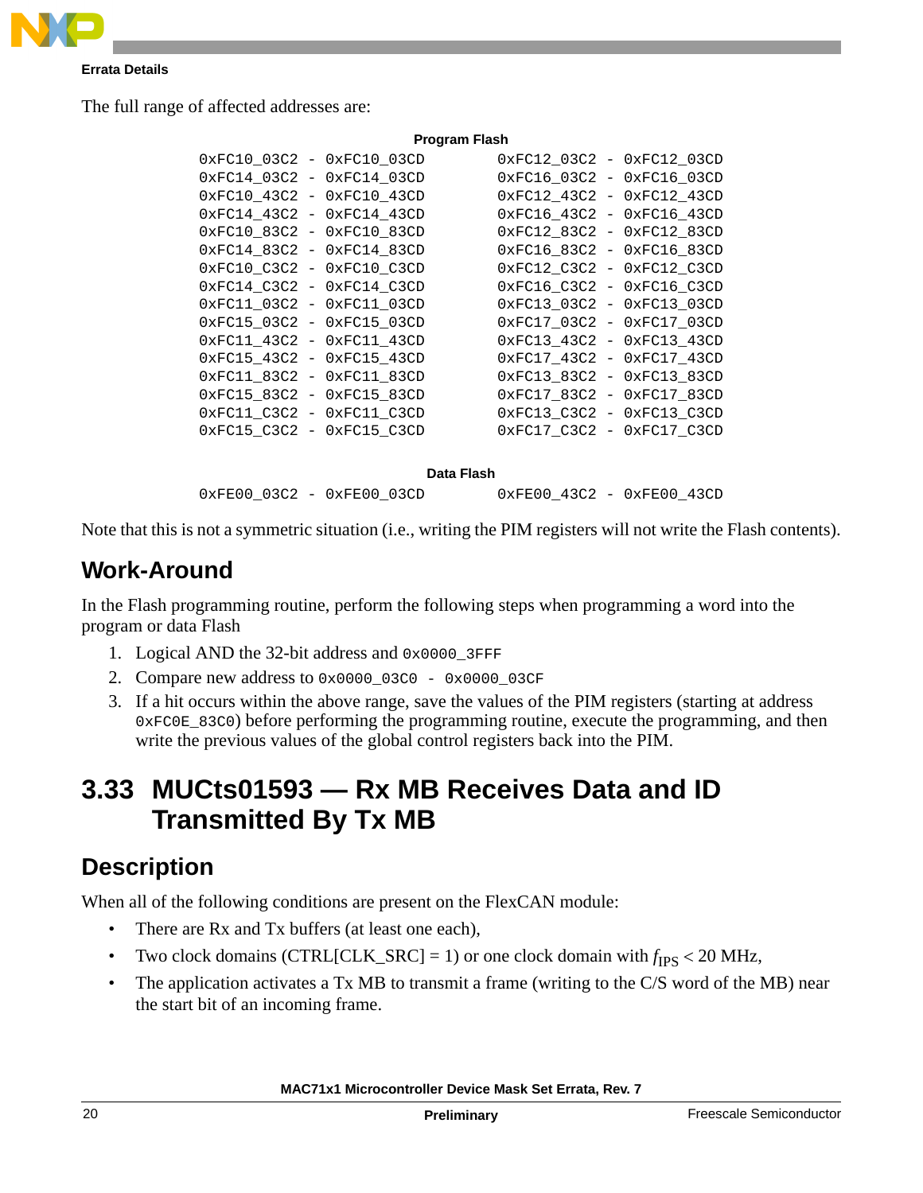The full range of affected addresses are:

**Program Flash**

```
0xFC10_03C2 - 0xFC10_03CD        0xFC12_03C2 - 0xFC12_03CD
0xFC14_03C2 - 0xFC14_03CD        0xFC16_03C2 - 0xFC16_03CD
0xFC10_43C2 - 0xFC10_43CD        0xFC12_43C2 - 0xFC12_43CD
0xFC14_43C2 - 0xFC14_43CD        0xFC16_43C2 - 0xFC16_43CD
0xFC10_83C2 - 0xFC10_83CD        0xFC12_83C2 - 0xFC12_83CD
0xFC14_83C2 - 0xFC14_83CD        0xFC16_83C2 - 0xFC16_83CD
0xFC10_C3C2 - 0xFC10_C3CD        0xFC12_C3C2 - 0xFC12_C3CD
0xFC14_C3C2 - 0xFC14_C3CD        0xFC16_C3C2 - 0xFC16_C3CD
0xFC11_03C2 - 0xFC11_03CD        0xFC13_03C2 - 0xFC13_03CD
0xFC15_03C2 - 0xFC15_03CD        0xFC17_03C2 - 0xFC17_03CD
0xFC11_43C2 - 0xFC11_43CD        0xFC13_43C2 - 0xFC13_43CD
0xFC15_43C2 - 0xFC15_43CD        0xFC17_43C2 - 0xFC17_43CD
0xFC11_83C2 - 0xFC11_83CD        0xFC13_83C2 - 0xFC13_83CD
0xFC15_83C2 - 0xFC15_83CD        0xFC17_83C2 - 0xFC17_83CD
0xFC11_C3C2 - 0xFC11_C3CD        0xFC13_C3C2 - 0xFC13_C3CD
0xFC15_C3C2 - 0xFC15_C3CD        0xFC17_C3C2 - 0xFC17_C3CD
```

**Data Flash**

```
0xFE00_03C2 - 0xFE00_03CD        0xFE00_43C2 - 0xFE00_43CD
```

Note that this is not a symmetric situation (i.e., writing the PIM registers will not write the Flash contents).

## Work-Around

In the Flash programming routine, perform the following steps when programming a word into the program or data Flash

1. Logical AND the 32-bit address and `0x0000_3FFF`
2. Compare new address to `0x0000_03C0 - 0x0000_03CF`
3. If a hit occurs within the above range, save the values of the PIM registers (starting at address `0xFC0E_83C0`) before performing the programming routine, execute the programming, and then write the previous values of the global control registers back into the PIM.

# 3.33 MUCts01593 — Rx MB Receives Data and ID Transmitted By Tx MB

## Description

When all of the following conditions are present on the FlexCAN module:

- There are Rx and Tx buffers (at least one each),
- Two clock domains (CTRL[CLK_SRC] = 1) or one clock domain with $f_{IPS} < 20$ MHz,
- The application activates a Tx MB to transmit a frame (writing to the C/S word of the MB) near the start bit of an incoming frame.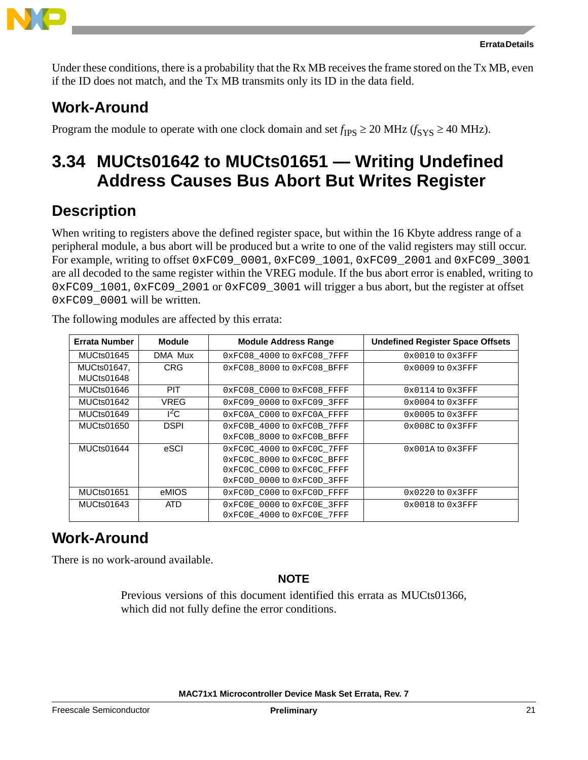Under these conditions, there is a probability that the Rx MB receives the frame stored on the Tx MB, even if the ID does not match, and the Tx MB transmits only its ID in the data field.

## Work-Around

Program the module to operate with one clock domain and set $f_{IPS} \geq 20$ MHz ($f_{SYS} \geq 40$ MHz).

# 3.34 MUCts01642 to MUCts01651 — Writing Undefined Address Causes Bus Abort But Writes Register

## Description

When writing to registers above the defined register space, but within the 16 Kbyte address range of a peripheral module, a bus abort will be produced but a write to one of the valid registers may still occur. For example, writing to offset `0xFC09_0001`, `0xFC09_1001`, `0xFC09_2001` and `0xFC09_3001` are all decoded to the same register within the VREG module. If the bus abort error is enabled, writing to `0xFC09_1001`, `0xFC09_2001` or `0xFC09_3001` will trigger a bus abort, but the register at offset `0xFC09_0001` will be written.

The following modules are affected by this errata:

| Errata Number | Module | Module Address Range | Undefined Register Space Offsets |
|---|---|---|---|
| MUCts01645 | DMA Mux | 0xFC08_4000 to 0xFC08_7FFF | 0x0010 to 0x3FFF |
| MUCts01647, MUCts01648 | CRG | 0xFC08_8000 to 0xFC08_BFFF | 0x0009 to 0x3FFF |
| MUCts01646 | PIT | 0xFC08_C000 to 0xFC08_FFFF | 0x0114 to 0x3FFF |
| MUCts01642 | VREG | 0xFC09_0000 to 0xFC09_3FFF | 0x0004 to 0x3FFF |
| MUCts01649 | $I^2C$ | 0xFC0A_C000 to 0xFC0A_FFFF | 0x0005 to 0x3FFF |
| MUCts01650 | DSPI | 0xFC0B_4000 to 0xFC0B_7FFF<br>0xFC0B_8000 to 0xFC0B_BFFF | 0x008C to 0x3FFF |
| MUCts01644 | eSCI | 0xFC0C_4000 to 0xFC0C_7FFF<br>0xFC0C_8000 to 0xFC0C_BFFF<br>0xFC0C_C000 to 0xFC0C_FFFF<br>0xFC0D_0000 to 0xFC0D_3FFF | 0x001A to 0x3FFF |
| MUCts01651 | eMIOS | 0xFC0D_C000 to 0xFC0D_FFFF | 0x0220 to 0x3FFF |
| MUCts01643 | ATD | 0xFC0E_0000 to 0xFC0E_3FFF<br>0xFC0E_4000 to 0xFC0E_7FFF | 0x0018 to 0x3FFF |

## Work-Around

There is no work-around available.

**NOTE**

Previous versions of this document identified this errata as MUCts01366, which did not fully define the error conditions.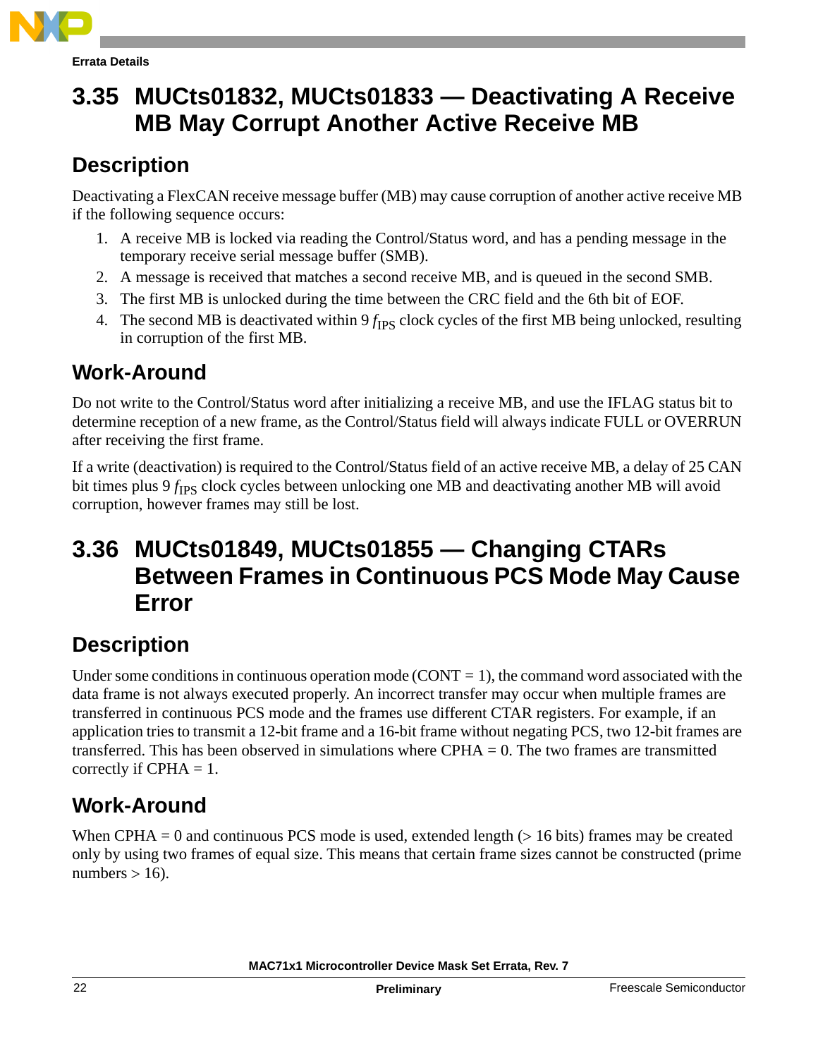## 3.35 MUCts01832, MUCts01833 — Deactivating A Receive MB May Corrupt Another Active Receive MB

### Description

Deactivating a FlexCAN receive message buffer (MB) may cause corruption of another active receive MB if the following sequence occurs:

1. A receive MB is locked via reading the Control/Status word, and has a pending message in the temporary receive serial message buffer (SMB).
2. A message is received that matches a second receive MB, and is queued in the second SMB.
3. The first MB is unlocked during the time between the CRC field and the 6th bit of EOF.
4. The second MB is deactivated within 9 $f_{IPS}$ clock cycles of the first MB being unlocked, resulting in corruption of the first MB.

### Work-Around

Do not write to the Control/Status word after initializing a receive MB, and use the IFLAG status bit to determine reception of a new frame, as the Control/Status field will always indicate FULL or OVERRUN after receiving the first frame.

If a write (deactivation) is required to the Control/Status field of an active receive MB, a delay of 25 CAN bit times plus 9 $f_{IPS}$ clock cycles between unlocking one MB and deactivating another MB will avoid corruption, however frames may still be lost.

## 3.36 MUCts01849, MUCts01855 — Changing CTARs Between Frames in Continuous PCS Mode May Cause Error

### Description

Under some conditions in continuous operation mode (CONT = 1), the command word associated with the data frame is not always executed properly. An incorrect transfer may occur when multiple frames are transferred in continuous PCS mode and the frames use different CTAR registers. For example, if an application tries to transmit a 12-bit frame and a 16-bit frame without negating PCS, two 12-bit frames are transferred. This has been observed in simulations where CPHA = 0. The two frames are transmitted correctly if CPHA = 1.

### Work-Around

When CPHA = 0 and continuous PCS mode is used, extended length (> 16 bits) frames may be created only by using two frames of equal size. This means that certain frame sizes cannot be constructed (prime numbers > 16).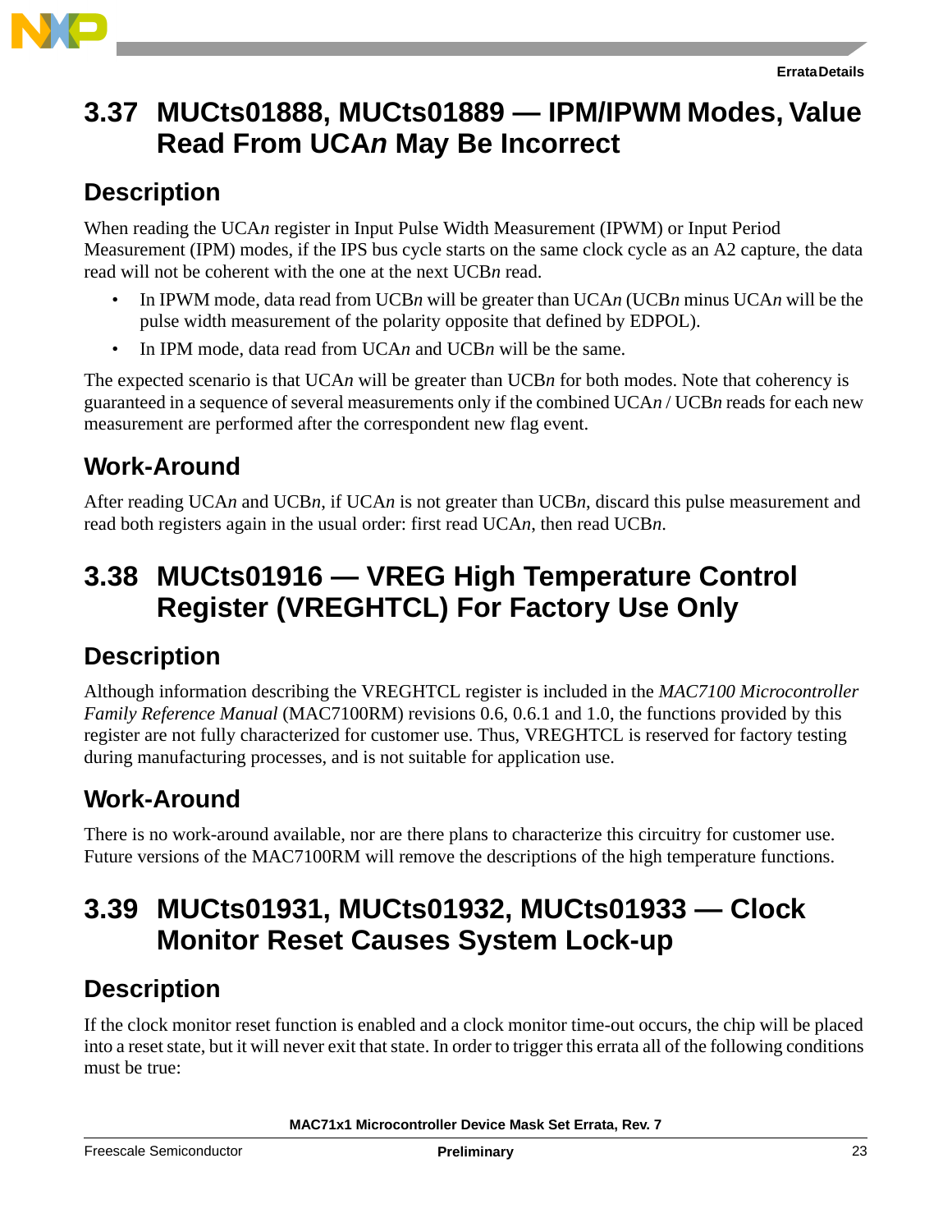## 3.37 MUCts01888, MUCts01889 — IPM/IPWM Modes, Value Read From UCA*n* May Be Incorrect

### Description

When reading the UCA*n* register in Input Pulse Width Measurement (IPWM) or Input Period Measurement (IPM) modes, if the IPS bus cycle starts on the same clock cycle as an A2 capture, the data read will not be coherent with the one at the next UCB*n* read.

- In IPWM mode, data read from UCB*n* will be greater than UCA*n* (UCB*n* minus UCA*n* will be the pulse width measurement of the polarity opposite that defined by EDPOL).
- In IPM mode, data read from UCA*n* and UCB*n* will be the same.

The expected scenario is that UCA*n* will be greater than UCB*n* for both modes. Note that coherency is guaranteed in a sequence of several measurements only if the combined UCA*n* / UCB*n* reads for each new measurement are performed after the correspondent new flag event.

### Work-Around

After reading UCA*n* and UCB*n*, if UCA*n* is not greater than UCB*n*, discard this pulse measurement and read both registers again in the usual order: first read UCA*n*, then read UCB*n*.

## 3.38 MUCts01916 — VREG High Temperature Control Register (VREGHTCL) For Factory Use Only

### Description

Although information describing the VREGHTCL register is included in the *MAC7100 Microcontroller Family Reference Manual* (MAC7100RM) revisions 0.6, 0.6.1 and 1.0, the functions provided by this register are not fully characterized for customer use. Thus, VREGHTCL is reserved for factory testing during manufacturing processes, and is not suitable for application use.

### Work-Around

There is no work-around available, nor are there plans to characterize this circuitry for customer use. Future versions of the MAC7100RM will remove the descriptions of the high temperature functions.

## 3.39 MUCts01931, MUCts01932, MUCts01933 — Clock Monitor Reset Causes System Lock-up

### Description

If the clock monitor reset function is enabled and a clock monitor time-out occurs, the chip will be placed into a reset state, but it will never exit that state. In order to trigger this errata all of the following conditions must be true: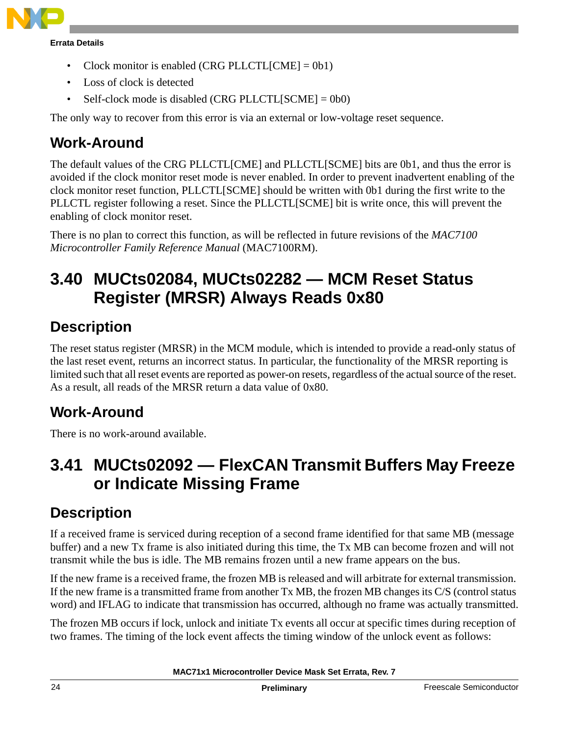- Clock monitor is enabled (CRG PLLCTL[CME] = 0b1)
- Loss of clock is detected
- Self-clock mode is disabled (CRG PLLCTL[SCME] = 0b0)

The only way to recover from this error is via an external or low-voltage reset sequence.

### Work-Around

The default values of the CRG PLLCTL[CME] and PLLCTL[SCME] bits are 0b1, and thus the error is avoided if the clock monitor reset mode is never enabled. In order to prevent inadvertent enabling of the clock monitor reset function, PLLCTL[SCME] should be written with 0b1 during the first write to the PLLCTL register following a reset. Since the PLLCTL[SCME] bit is write once, this will prevent the enabling of clock monitor reset.

There is no plan to correct this function, as will be reflected in future revisions of the *MAC7100 Microcontroller Family Reference Manual* (MAC7100RM).

## 3.40 MUCts02084, MUCts02282 — MCM Reset Status Register (MRSR) Always Reads 0x80

### Description

The reset status register (MRSR) in the MCM module, which is intended to provide a read-only status of the last reset event, returns an incorrect status. In particular, the functionality of the MRSR reporting is limited such that all reset events are reported as power-on resets, regardless of the actual source of the reset. As a result, all reads of the MRSR return a data value of 0x80.

### Work-Around

There is no work-around available.

## 3.41 MUCts02092 — FlexCAN Transmit Buffers May Freeze or Indicate Missing Frame

### Description

If a received frame is serviced during reception of a second frame identified for that same MB (message buffer) and a new Tx frame is also initiated during this time, the Tx MB can become frozen and will not transmit while the bus is idle. The MB remains frozen until a new frame appears on the bus.

If the new frame is a received frame, the frozen MB is released and will arbitrate for external transmission. If the new frame is a transmitted frame from another Tx MB, the frozen MB changes its C/S (control status word) and IFLAG to indicate that transmission has occurred, although no frame was actually transmitted.

The frozen MB occurs if lock, unlock and initiate Tx events all occur at specific times during reception of two frames. The timing of the lock event affects the timing window of the unlock event as follows: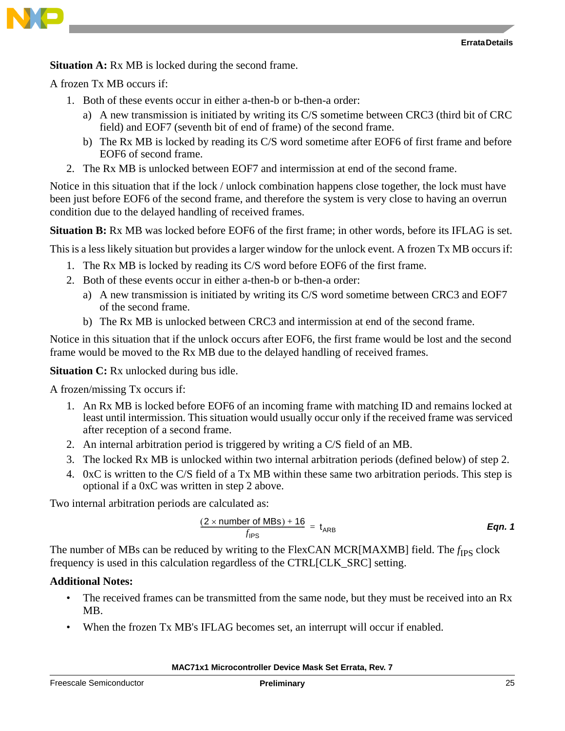**Situation A:** Rx MB is locked during the second frame.

A frozen Tx MB occurs if:

1. Both of these events occur in either a-then-b or b-then-a order:
   a) A new transmission is initiated by writing its C/S sometime between CRC3 (third bit of CRC field) and EOF7 (seventh bit of end of frame) of the second frame.
   b) The Rx MB is locked by reading its C/S word sometime after EOF6 of first frame and before EOF6 of second frame.
2. The Rx MB is unlocked between EOF7 and intermission at end of the second frame.

Notice in this situation that if the lock / unlock combination happens close together, the lock must have been just before EOF6 of the second frame, and therefore the system is very close to having an overrun condition due to the delayed handling of received frames.

**Situation B:** Rx MB was locked before EOF6 of the first frame; in other words, before its IFLAG is set.

This is a less likely situation but provides a larger window for the unlock event. A frozen Tx MB occurs if:

1. The Rx MB is locked by reading its C/S word before EOF6 of the first frame.
2. Both of these events occur in either a-then-b or b-then-a order:
   a) A new transmission is initiated by writing its C/S word sometime between CRC3 and EOF7 of the second frame.
   b) The Rx MB is unlocked between CRC3 and intermission at end of the second frame.

Notice in this situation that if the unlock occurs after EOF6, the first frame would be lost and the second frame would be moved to the Rx MB due to the delayed handling of received frames.

**Situation C:** Rx unlocked during bus idle.

A frozen/missing Tx occurs if:

1. An Rx MB is locked before EOF6 of an incoming frame with matching ID and remains locked at least until intermission. This situation would usually occur only if the received frame was serviced after reception of a second frame.
2. An internal arbitration period is triggered by writing a C/S field of an MB.
3. The locked Rx MB is unlocked within two internal arbitration periods (defined below) of step 2.
4. 0xC is written to the C/S field of a Tx MB within these same two arbitration periods. This step is optional if a 0xC was written in step 2 above.

Two internal arbitration periods are calculated as:

$$\frac{(2 \times \text{number of MBs}) + 16}{f_{IPS}} = t_{ARB} \qquad \textbf{Eqn. 1}$$

The number of MBs can be reduced by writing to the FlexCAN MCR[MAXMB] field. The $f_{IPS}$ clock frequency is used in this calculation regardless of the CTRL[CLK_SRC] setting.

**Additional Notes:**

- The received frames can be transmitted from the same node, but they must be received into an Rx MB.
- When the frozen Tx MB's IFLAG becomes set, an interrupt will occur if enabled.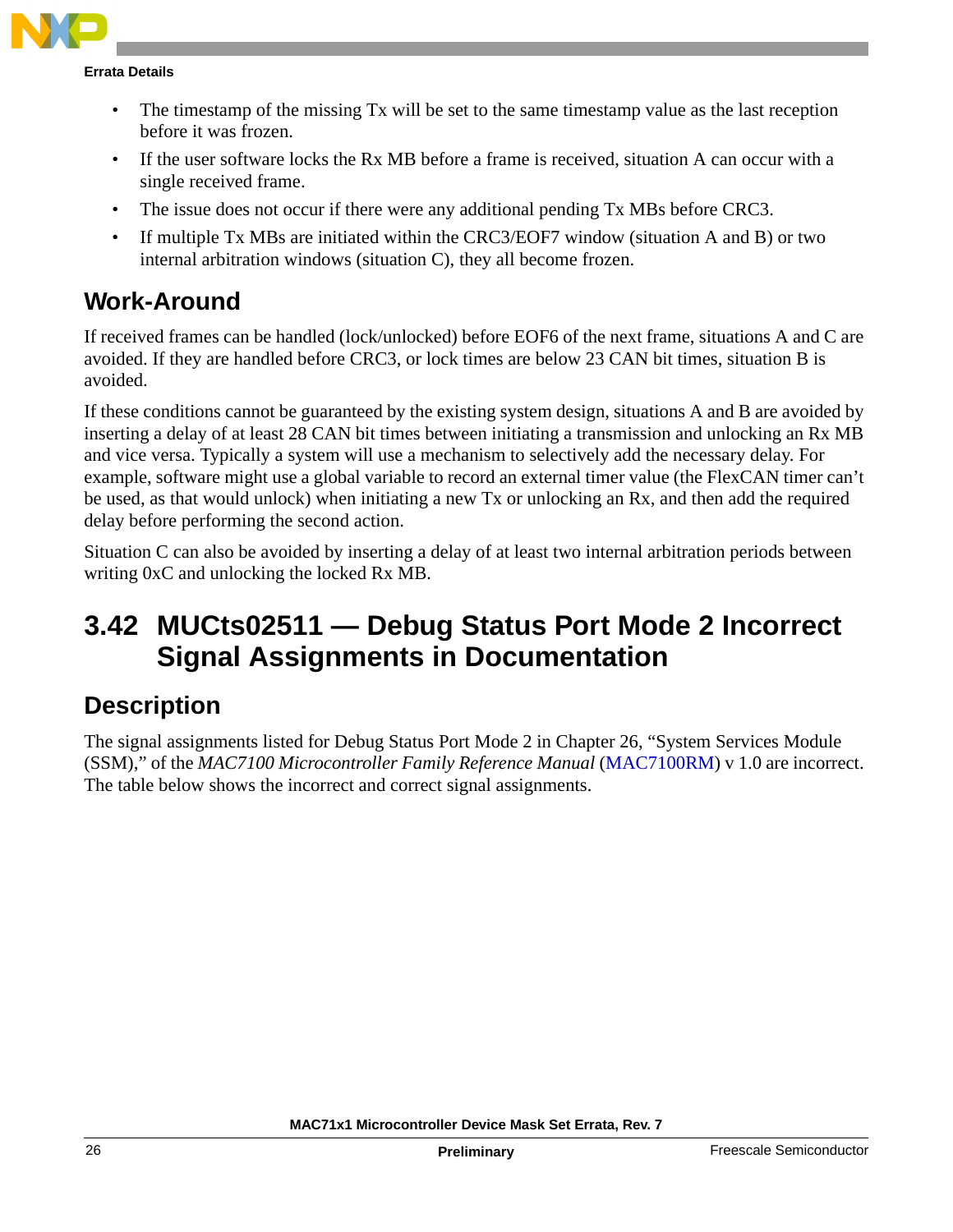- The timestamp of the missing Tx will be set to the same timestamp value as the last reception before it was frozen.
- If the user software locks the Rx MB before a frame is received, situation A can occur with a single received frame.
- The issue does not occur if there were any additional pending Tx MBs before CRC3.
- If multiple Tx MBs are initiated within the CRC3/EOF7 window (situation A and B) or two internal arbitration windows (situation C), they all become frozen.

## Work-Around

If received frames can be handled (lock/unlocked) before EOF6 of the next frame, situations A and C are avoided. If they are handled before CRC3, or lock times are below 23 CAN bit times, situation B is avoided.

If these conditions cannot be guaranteed by the existing system design, situations A and B are avoided by inserting a delay of at least 28 CAN bit times between initiating a transmission and unlocking an Rx MB and vice versa. Typically a system will use a mechanism to selectively add the necessary delay. For example, software might use a global variable to record an external timer value (the FlexCAN timer can't be used, as that would unlock) when initiating a new Tx or unlocking an Rx, and then add the required delay before performing the second action.

Situation C can also be avoided by inserting a delay of at least two internal arbitration periods between writing 0xC and unlocking the locked Rx MB.

# 3.42 MUCts02511 — Debug Status Port Mode 2 Incorrect Signal Assignments in Documentation

## Description

The signal assignments listed for Debug Status Port Mode 2 in Chapter 26, "System Services Module (SSM)," of the *MAC7100 Microcontroller Family Reference Manual* (MAC7100RM) v 1.0 are incorrect. The table below shows the incorrect and correct signal assignments.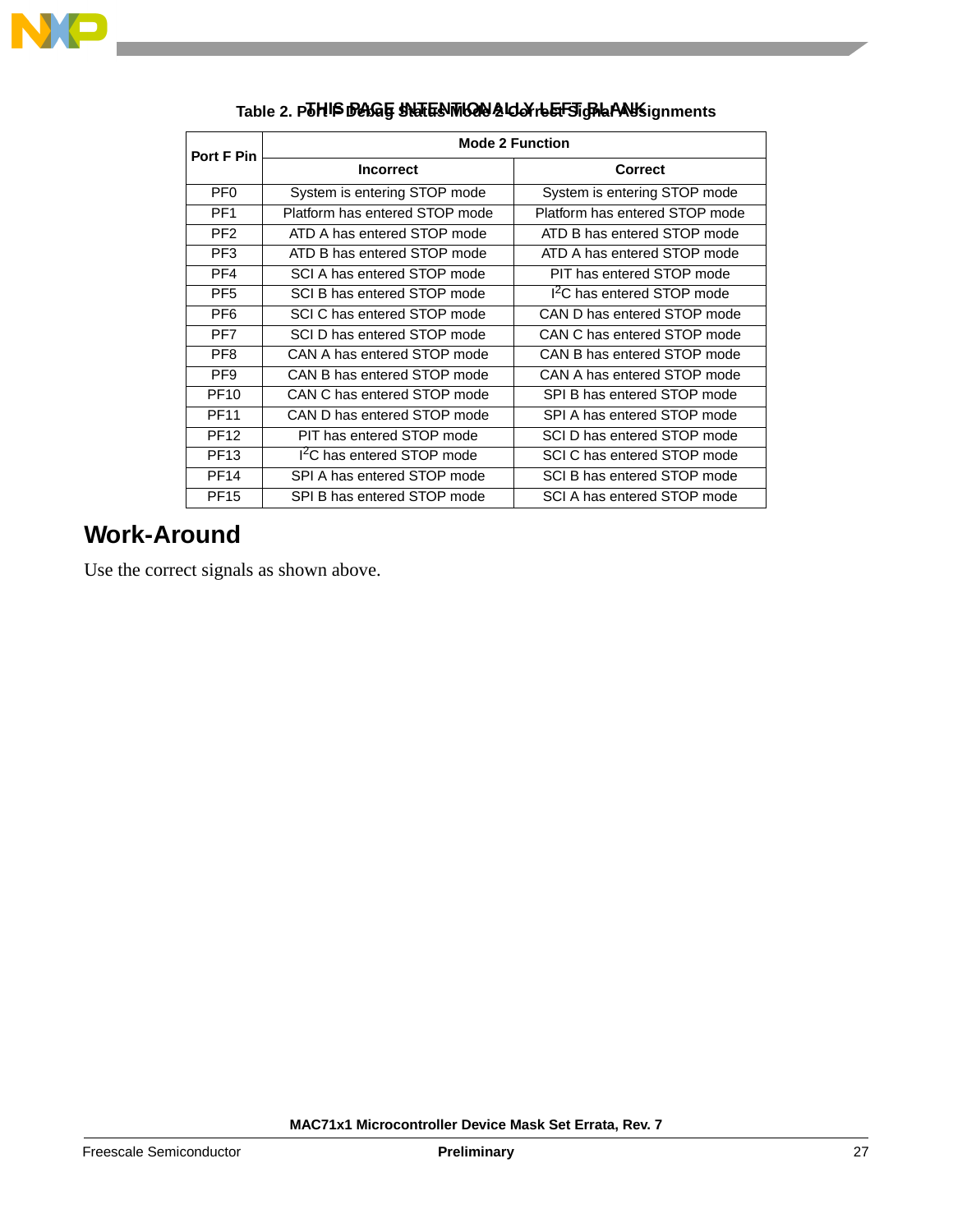Table 2. Port F Debug Status Mode 2 Correct Signal Assignments

| Port F Pin | Mode 2 Function | |
|---|---|---|
| | Incorrect | Correct |
| PF0 | System is entering STOP mode | System is entering STOP mode |
| PF1 | Platform has entered STOP mode | Platform has entered STOP mode |
| PF2 | ATD A has entered STOP mode | ATD B has entered STOP mode |
| PF3 | ATD B has entered STOP mode | ATD A has entered STOP mode |
| PF4 | SCI A has entered STOP mode | PIT has entered STOP mode |
| PF5 | SCI B has entered STOP mode | $I^2C$ has entered STOP mode |
| PF6 | SCI C has entered STOP mode | CAN D has entered STOP mode |
| PF7 | SCI D has entered STOP mode | CAN C has entered STOP mode |
| PF8 | CAN A has entered STOP mode | CAN B has entered STOP mode |
| PF9 | CAN B has entered STOP mode | CAN A has entered STOP mode |
| PF10 | CAN C has entered STOP mode | SPI B has entered STOP mode |
| PF11 | CAN D has entered STOP mode | SPI A has entered STOP mode |
| PF12 | PIT has entered STOP mode | SCI D has entered STOP mode |
| PF13 | $I^2C$ has entered STOP mode | SCI C has entered STOP mode |
| PF14 | SPI A has entered STOP mode | SCI B has entered STOP mode |
| PF15 | SPI B has entered STOP mode | SCI A has entered STOP mode |

## Work-Around

Use the correct signals as shown above.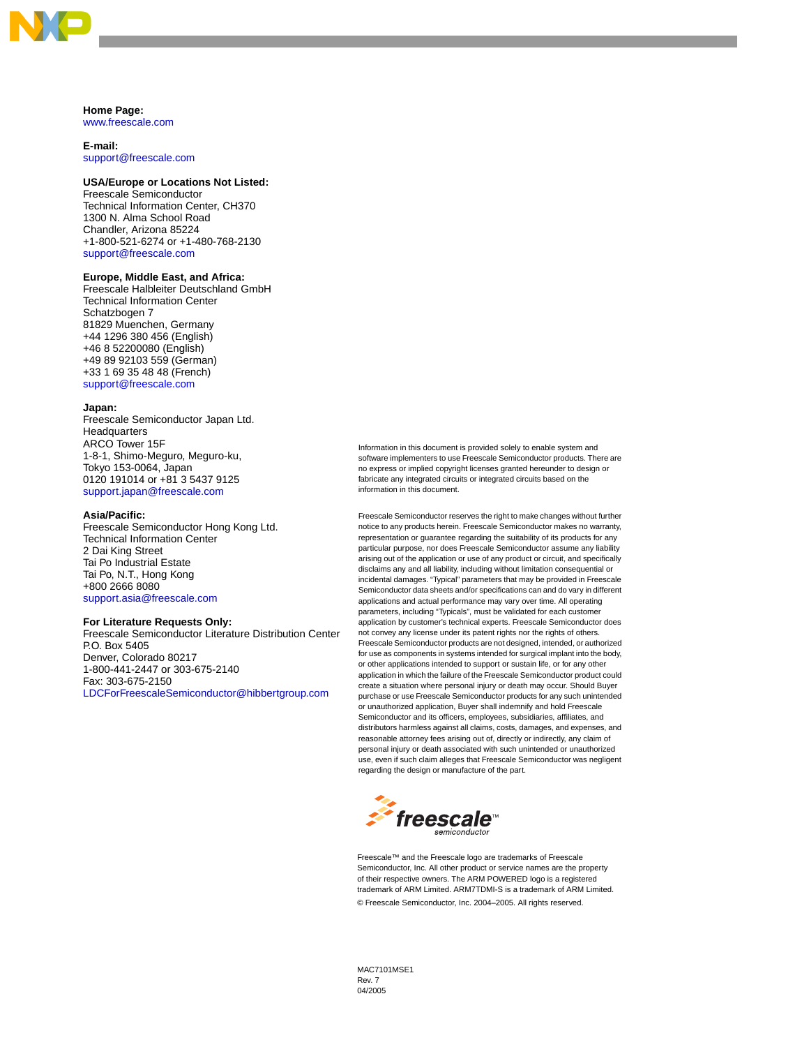**Home Page:**
www.freescale.com

**E-mail:**
support@freescale.com

**USA/Europe or Locations Not Listed:**
Freescale Semiconductor
Technical Information Center, CH370
1300 N. Alma School Road
Chandler, Arizona 85224
+1-800-521-6274 or +1-480-768-2130
support@freescale.com

**Europe, Middle East, and Africa:**
Freescale Halbleiter Deutschland GmbH
Technical Information Center
Schatzbogen 7
81829 Muenchen, Germany
+44 1296 380 456 (English)
+46 8 52200080 (English)
+49 89 92103 559 (German)
+33 1 69 35 48 48 (French)
support@freescale.com

**Japan:**
Freescale Semiconductor Japan Ltd.
Headquarters
ARCO Tower 15F
1-8-1, Shimo-Meguro, Meguro-ku,
Tokyo 153-0064, Japan
0120 191014 or +81 3 5437 9125
support.japan@freescale.com

**Asia/Pacific:**
Freescale Semiconductor Hong Kong Ltd.
Technical Information Center
2 Dai King Street
Tai Po Industrial Estate
Tai Po, N.T., Hong Kong
+800 2666 8080
support.asia@freescale.com

**For Literature Requests Only:**
Freescale Semiconductor Literature Distribution Center
P.O. Box 5405
Denver, Colorado 80217
1-800-441-2447 or 303-675-2140
Fax: 303-675-2150
LDCForFreescaleSemiconductor@hibbertgroup.com

Information in this document is provided solely to enable system and software implementers to use Freescale Semiconductor products. There are no express or implied copyright licenses granted hereunder to design or fabricate any integrated circuits or integrated circuits based on the information in this document.

Freescale Semiconductor reserves the right to make changes without further notice to any products herein. Freescale Semiconductor makes no warranty, representation or guarantee regarding the suitability of its products for any particular purpose, nor does Freescale Semiconductor assume any liability arising out of the application or use of any product or circuit, and specifically disclaims any and all liability, including without limitation consequential or incidental damages. "Typical" parameters that may be provided in Freescale Semiconductor data sheets and/or specifications can and do vary in different applications and actual performance may vary over time. All operating parameters, including "Typicals", must be validated for each customer application by customer's technical experts. Freescale Semiconductor does not convey any license under its patent rights nor the rights of others. Freescale Semiconductor products are not designed, intended, or authorized for use as components in systems intended for surgical implant into the body, or other applications intended to support or sustain life, or for any other application in which the failure of the Freescale Semiconductor product could create a situation where personal injury or death may occur. Should Buyer purchase or use Freescale Semiconductor products for any such unintended or unauthorized application, Buyer shall indemnify and hold Freescale Semiconductor and its officers, employees, subsidiaries, affiliates, and distributors harmless against all claims, costs, damages, and expenses, and reasonable attorney fees arising out of, directly or indirectly, any claim of personal injury or death associated with such unintended or unauthorized use, even if such claim alleges that Freescale Semiconductor was negligent regarding the design or manufacture of the part.

Freescale™ and the Freescale logo are trademarks of Freescale Semiconductor, Inc. All other product or service names are the property of their respective owners. The ARM POWERED logo is a registered trademark of ARM Limited. ARM7TDMI-S is a trademark of ARM Limited.

© Freescale Semiconductor, Inc. 2004–2005. All rights reserved.

MAC7101MSE1
Rev. 7
04/2005